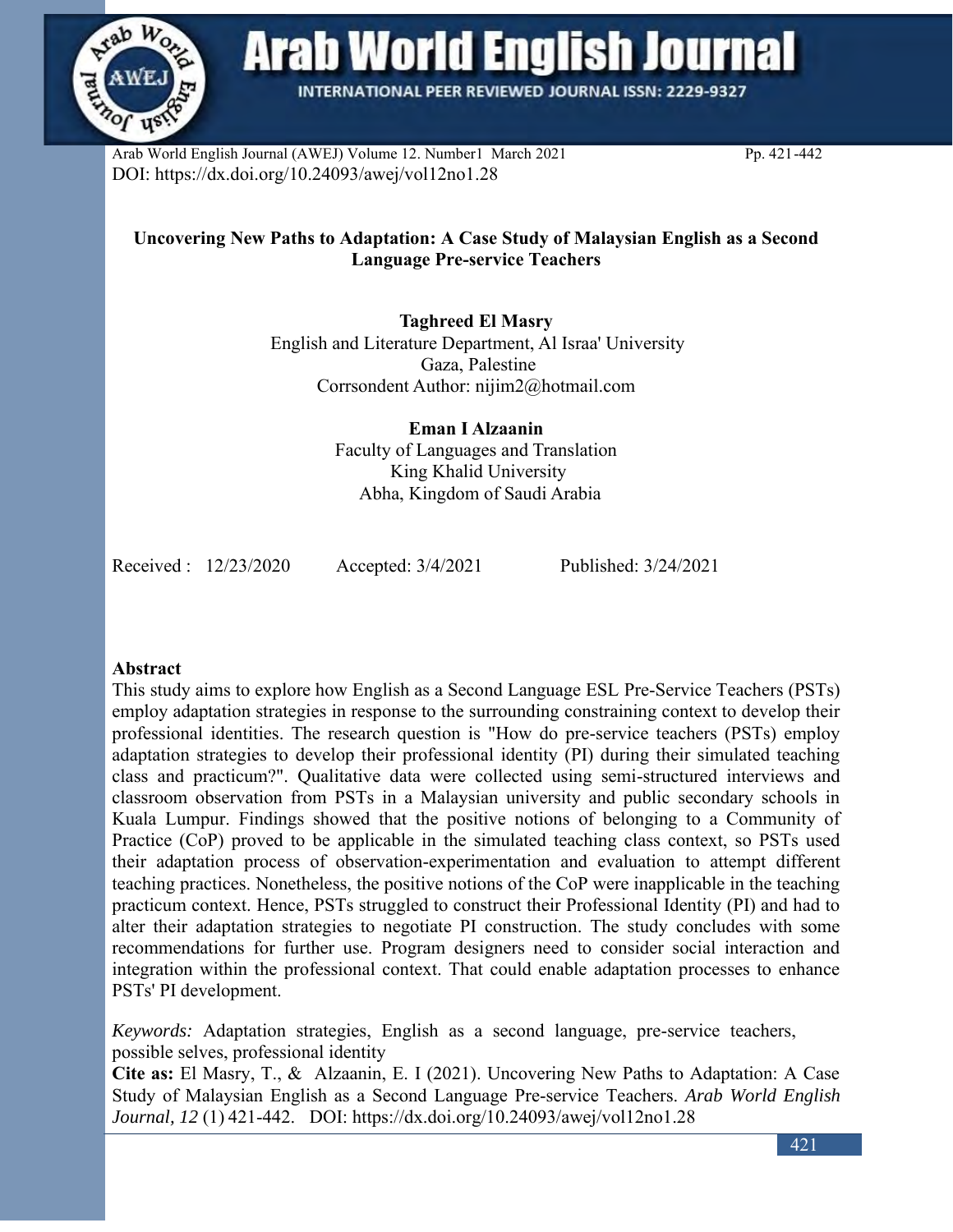DOI: https://dx.doi.org/10.24093/awej/vol12no1.28

# Uncovering New Paths to Adaptation: A Case Study of Malaysian English as a Second Language Pre-service Teachers

**Taghreed El Masry**
English and Literature Department, Al Israa' University
Gaza, Palestine
Corrsondent Author: nijim2@hotmail.com

**Eman I Alzaanin**
Faculty of Languages and Translation
King Khalid University
Abha, Kingdom of Saudi Arabia

Received : 12/23/2020 Accepted: 3/4/2021 Published: 3/24/2021

## Abstract

This study aims to explore how English as a Second Language ESL Pre-Service Teachers (PSTs) employ adaptation strategies in response to the surrounding constraining context to develop their professional identities. The research question is "How do pre-service teachers (PSTs) employ adaptation strategies to develop their professional identity (PI) during their simulated teaching class and practicum?". Qualitative data were collected using semi-structured interviews and classroom observation from PSTs in a Malaysian university and public secondary schools in Kuala Lumpur. Findings showed that the positive notions of belonging to a Community of Practice (CoP) proved to be applicable in the simulated teaching class context, so PSTs used their adaptation process of observation-experimentation and evaluation to attempt different teaching practices. Nonetheless, the positive notions of the CoP were inapplicable in the teaching practicum context. Hence, PSTs struggled to construct their Professional Identity (PI) and had to alter their adaptation strategies to negotiate PI construction. The study concludes with some recommendations for further use. Program designers need to consider social interaction and integration within the professional context. That could enable adaptation processes to enhance PSTs' PI development.

*Keywords:* Adaptation strategies, English as a second language, pre-service teachers, possible selves, professional identity

**Cite as:** El Masry, T., & Alzaanin, E. I (2021). Uncovering New Paths to Adaptation: A Case Study of Malaysian English as a Second Language Pre-service Teachers. *Arab World English Journal, 12* (1) 421-442. DOI: https://dx.doi.org/10.24093/awej/vol12no1.28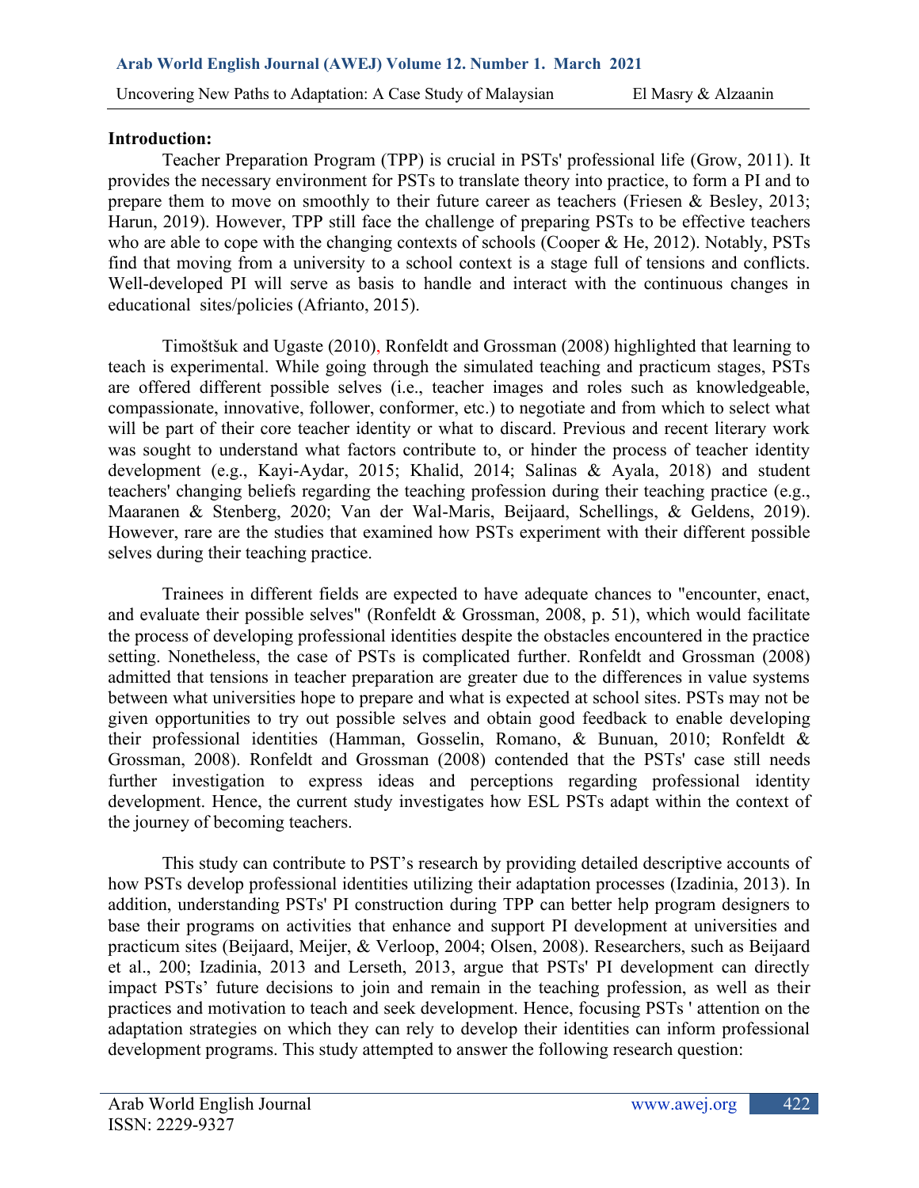**Introduction:**

Teacher Preparation Program (TPP) is crucial in PSTs' professional life (Grow, 2011). It provides the necessary environment for PSTs to translate theory into practice, to form a PI and to prepare them to move on smoothly to their future career as teachers (Friesen & Besley, 2013; Harun, 2019). However, TPP still face the challenge of preparing PSTs to be effective teachers who are able to cope with the changing contexts of schools (Cooper & He, 2012). Notably, PSTs find that moving from a university to a school context is a stage full of tensions and conflicts. Well-developed PI will serve as basis to handle and interact with the continuous changes in educational sites/policies (Afrianto, 2015).

Timoštšuk and Ugaste (2010), Ronfeldt and Grossman (2008) highlighted that learning to teach is experimental. While going through the simulated teaching and practicum stages, PSTs are offered different possible selves (i.e., teacher images and roles such as knowledgeable, compassionate, innovative, follower, conformer, etc.) to negotiate and from which to select what will be part of their core teacher identity or what to discard. Previous and recent literary work was sought to understand what factors contribute to, or hinder the process of teacher identity development (e.g., Kayi-Aydar, 2015; Khalid, 2014; Salinas & Ayala, 2018) and student teachers' changing beliefs regarding the teaching profession during their teaching practice (e.g., Maaranen & Stenberg, 2020; Van der Wal-Maris, Beijaard, Schellings, & Geldens, 2019). However, rare are the studies that examined how PSTs experiment with their different possible selves during their teaching practice.

Trainees in different fields are expected to have adequate chances to "encounter, enact, and evaluate their possible selves" (Ronfeldt & Grossman, 2008, p. 51), which would facilitate the process of developing professional identities despite the obstacles encountered in the practice setting. Nonetheless, the case of PSTs is complicated further. Ronfeldt and Grossman (2008) admitted that tensions in teacher preparation are greater due to the differences in value systems between what universities hope to prepare and what is expected at school sites. PSTs may not be given opportunities to try out possible selves and obtain good feedback to enable developing their professional identities (Hamman, Gosselin, Romano, & Bunuan, 2010; Ronfeldt & Grossman, 2008). Ronfeldt and Grossman (2008) contended that the PSTs' case still needs further investigation to express ideas and perceptions regarding professional identity development. Hence, the current study investigates how ESL PSTs adapt within the context of the journey of becoming teachers.

This study can contribute to PST's research by providing detailed descriptive accounts of how PSTs develop professional identities utilizing their adaptation processes (Izadinia, 2013). In addition, understanding PSTs' PI construction during TPP can better help program designers to base their programs on activities that enhance and support PI development at universities and practicum sites (Beijaard, Meijer, & Verloop, 2004; Olsen, 2008). Researchers, such as Beijaard et al., 200; Izadinia, 2013 and Lerseth, 2013, argue that PSTs' PI development can directly impact PSTs' future decisions to join and remain in the teaching profession, as well as their practices and motivation to teach and seek development. Hence, focusing PSTs ' attention on the adaptation strategies on which they can rely to develop their identities can inform professional development programs. This study attempted to answer the following research question: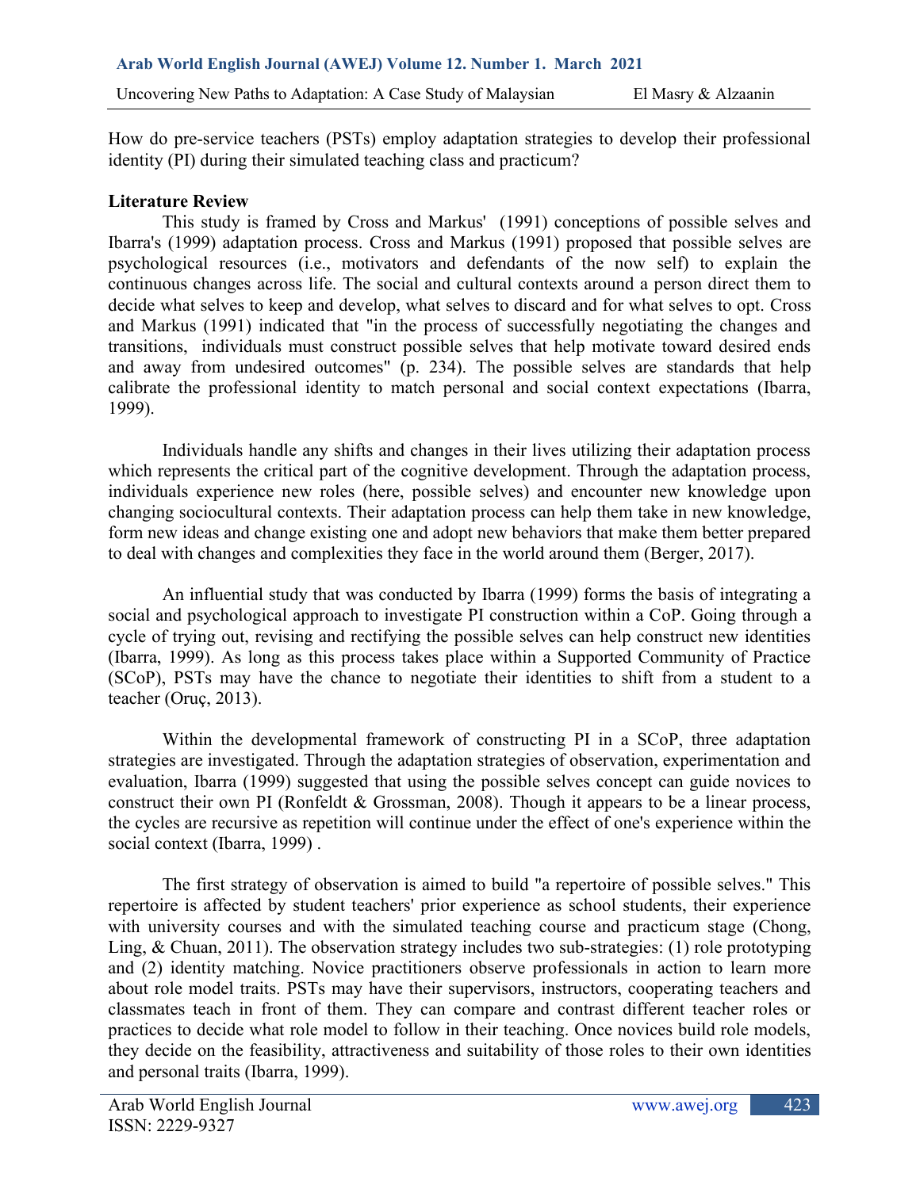How do pre-service teachers (PSTs) employ adaptation strategies to develop their professional identity (PI) during their simulated teaching class and practicum?

## Literature Review

This study is framed by Cross and Markus' (1991) conceptions of possible selves and Ibarra's (1999) adaptation process. Cross and Markus (1991) proposed that possible selves are psychological resources (i.e., motivators and defendants of the now self) to explain the continuous changes across life. The social and cultural contexts around a person direct them to decide what selves to keep and develop, what selves to discard and for what selves to opt. Cross and Markus (1991) indicated that "in the process of successfully negotiating the changes and transitions, individuals must construct possible selves that help motivate toward desired ends and away from undesired outcomes" (p. 234). The possible selves are standards that help calibrate the professional identity to match personal and social context expectations (Ibarra, 1999).

Individuals handle any shifts and changes in their lives utilizing their adaptation process which represents the critical part of the cognitive development. Through the adaptation process, individuals experience new roles (here, possible selves) and encounter new knowledge upon changing sociocultural contexts. Their adaptation process can help them take in new knowledge, form new ideas and change existing one and adopt new behaviors that make them better prepared to deal with changes and complexities they face in the world around them (Berger, 2017).

An influential study that was conducted by Ibarra (1999) forms the basis of integrating a social and psychological approach to investigate PI construction within a CoP. Going through a cycle of trying out, revising and rectifying the possible selves can help construct new identities (Ibarra, 1999). As long as this process takes place within a Supported Community of Practice (SCoP), PSTs may have the chance to negotiate their identities to shift from a student to a teacher (Oruç, 2013).

Within the developmental framework of constructing PI in a SCoP, three adaptation strategies are investigated. Through the adaptation strategies of observation, experimentation and evaluation, Ibarra (1999) suggested that using the possible selves concept can guide novices to construct their own PI (Ronfeldt & Grossman, 2008). Though it appears to be a linear process, the cycles are recursive as repetition will continue under the effect of one's experience within the social context (Ibarra, 1999) .

The first strategy of observation is aimed to build "a repertoire of possible selves." This repertoire is affected by student teachers' prior experience as school students, their experience with university courses and with the simulated teaching course and practicum stage (Chong, Ling, & Chuan, 2011). The observation strategy includes two sub-strategies: (1) role prototyping and (2) identity matching. Novice practitioners observe professionals in action to learn more about role model traits. PSTs may have their supervisors, instructors, cooperating teachers and classmates teach in front of them. They can compare and contrast different teacher roles or practices to decide what role model to follow in their teaching. Once novices build role models, they decide on the feasibility, attractiveness and suitability of those roles to their own identities and personal traits (Ibarra, 1999).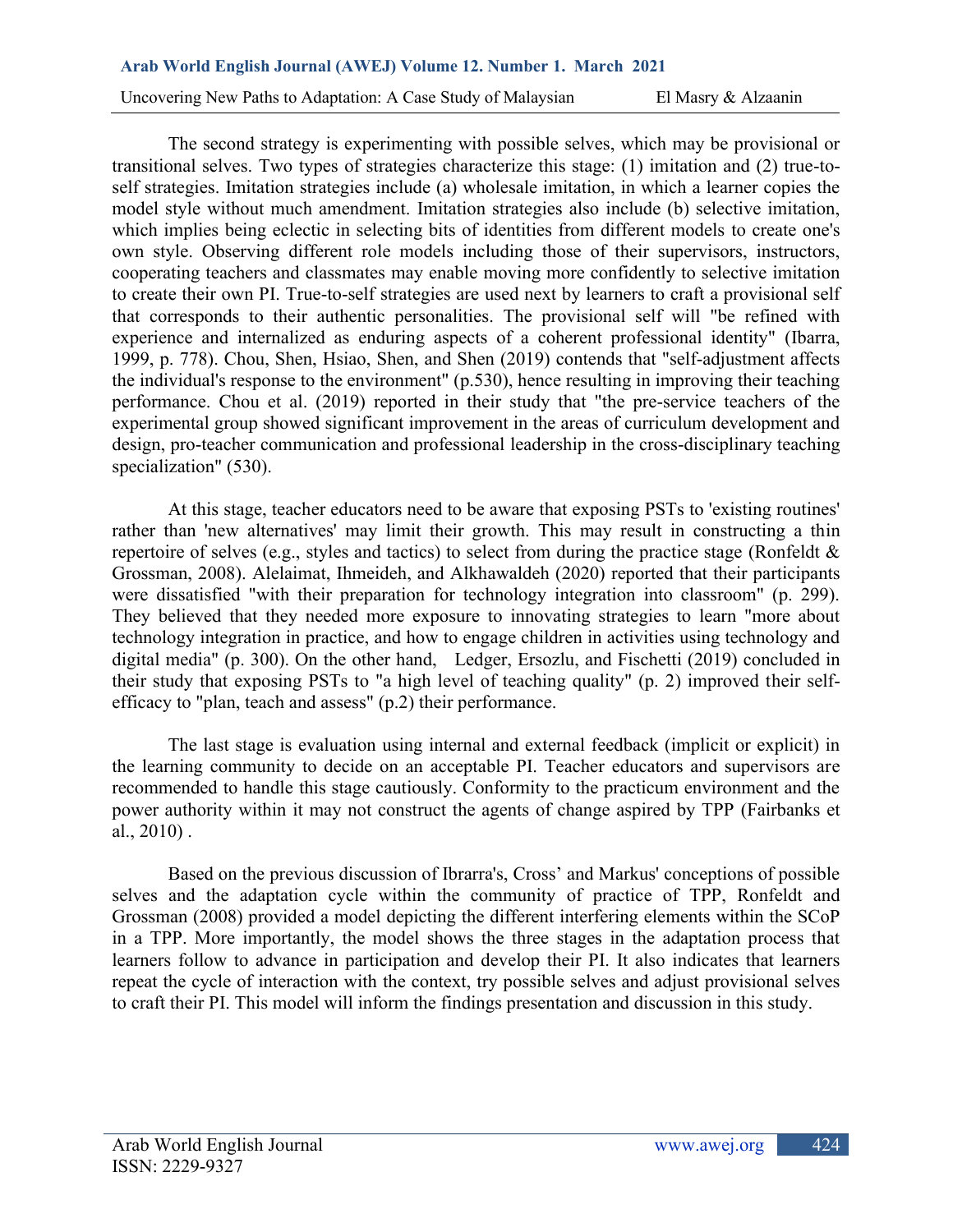The second strategy is experimenting with possible selves, which may be provisional or transitional selves. Two types of strategies characterize this stage: (1) imitation and (2) true-to-self strategies. Imitation strategies include (a) wholesale imitation, in which a learner copies the model style without much amendment. Imitation strategies also include (b) selective imitation, which implies being eclectic in selecting bits of identities from different models to create one's own style. Observing different role models including those of their supervisors, instructors, cooperating teachers and classmates may enable moving more confidently to selective imitation to create their own PI. True-to-self strategies are used next by learners to craft a provisional self that corresponds to their authentic personalities. The provisional self will "be refined with experience and internalized as enduring aspects of a coherent professional identity" (Ibarra, 1999, p. 778). Chou, Shen, Hsiao, Shen, and Shen (2019) contends that "self-adjustment affects the individual's response to the environment" (p.530), hence resulting in improving their teaching performance. Chou et al. (2019) reported in their study that "the pre-service teachers of the experimental group showed significant improvement in the areas of curriculum development and design, pro-teacher communication and professional leadership in the cross-disciplinary teaching specialization" (530).

At this stage, teacher educators need to be aware that exposing PSTs to 'existing routines' rather than 'new alternatives' may limit their growth. This may result in constructing a thin repertoire of selves (e.g., styles and tactics) to select from during the practice stage (Ronfeldt & Grossman, 2008). Alelaimat, Ihmeideh, and Alkhawaldeh (2020) reported that their participants were dissatisfied "with their preparation for technology integration into classroom" (p. 299). They believed that they needed more exposure to innovating strategies to learn "more about technology integration in practice, and how to engage children in activities using technology and digital media" (p. 300). On the other hand, Ledger, Ersozlu, and Fischetti (2019) concluded in their study that exposing PSTs to "a high level of teaching quality" (p. 2) improved their self-efficacy to "plan, teach and assess" (p.2) their performance.

The last stage is evaluation using internal and external feedback (implicit or explicit) in the learning community to decide on an acceptable PI. Teacher educators and supervisors are recommended to handle this stage cautiously. Conformity to the practicum environment and the power authority within it may not construct the agents of change aspired by TPP (Fairbanks et al., 2010) .

Based on the previous discussion of Ibrarra's, Cross' and Markus' conceptions of possible selves and the adaptation cycle within the community of practice of TPP, Ronfeldt and Grossman (2008) provided a model depicting the different interfering elements within the SCoP in a TPP. More importantly, the model shows the three stages in the adaptation process that learners follow to advance in participation and develop their PI. It also indicates that learners repeat the cycle of interaction with the context, try possible selves and adjust provisional selves to craft their PI. This model will inform the findings presentation and discussion in this study.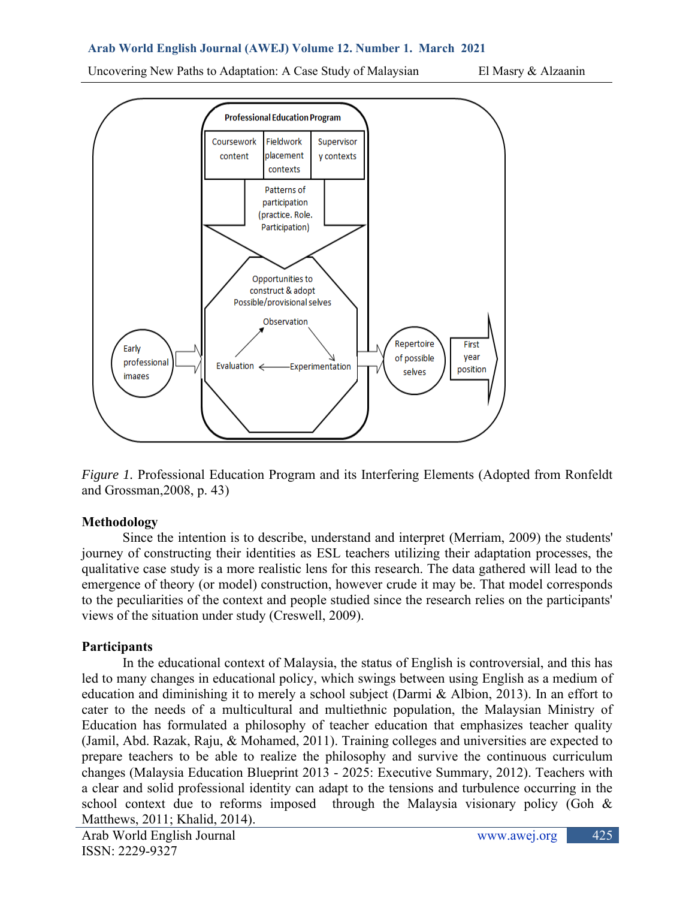*Figure 1.* Professional Education Program and its Interfering Elements (Adopted from Ronfeldt and Grossman,2008, p. 43)

**Methodology**

Since the intention is to describe, understand and interpret (Merriam, 2009) the students' journey of constructing their identities as ESL teachers utilizing their adaptation processes, the qualitative case study is a more realistic lens for this research. The data gathered will lead to the emergence of theory (or model) construction, however crude it may be. That model corresponds to the peculiarities of the context and people studied since the research relies on the participants' views of the situation under study (Creswell, 2009).

**Participants**

In the educational context of Malaysia, the status of English is controversial, and this has led to many changes in educational policy, which swings between using English as a medium of education and diminishing it to merely a school subject (Darmi & Albion, 2013). In an effort to cater to the needs of a multicultural and multiethnic population, the Malaysian Ministry of Education has formulated a philosophy of teacher education that emphasizes teacher quality (Jamil, Abd. Razak, Raju, & Mohamed, 2011). Training colleges and universities are expected to prepare teachers to be able to realize the philosophy and survive the continuous curriculum changes (Malaysia Education Blueprint 2013 - 2025: Executive Summary, 2012). Teachers with a clear and solid professional identity can adapt to the tensions and turbulence occurring in the school context due to reforms imposed through the Malaysia visionary policy (Goh & Matthews, 2011; Khalid, 2014).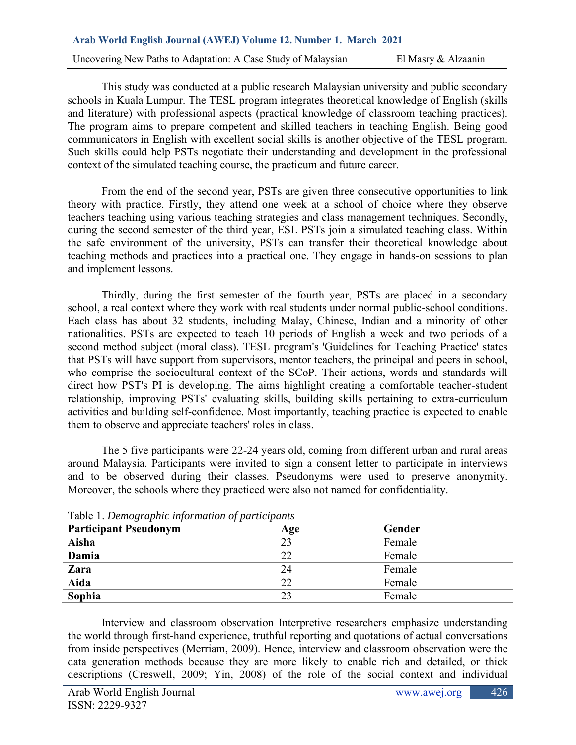This study was conducted at a public research Malaysian university and public secondary schools in Kuala Lumpur. The TESL program integrates theoretical knowledge of English (skills and literature) with professional aspects (practical knowledge of classroom teaching practices). The program aims to prepare competent and skilled teachers in teaching English. Being good communicators in English with excellent social skills is another objective of the TESL program. Such skills could help PSTs negotiate their understanding and development in the professional context of the simulated teaching course, the practicum and future career.

From the end of the second year, PSTs are given three consecutive opportunities to link theory with practice. Firstly, they attend one week at a school of choice where they observe teachers teaching using various teaching strategies and class management techniques. Secondly, during the second semester of the third year, ESL PSTs join a simulated teaching class. Within the safe environment of the university, PSTs can transfer their theoretical knowledge about teaching methods and practices into a practical one. They engage in hands-on sessions to plan and implement lessons.

Thirdly, during the first semester of the fourth year, PSTs are placed in a secondary school, a real context where they work with real students under normal public-school conditions. Each class has about 32 students, including Malay, Chinese, Indian and a minority of other nationalities. PSTs are expected to teach 10 periods of English a week and two periods of a second method subject (moral class). TESL program's 'Guidelines for Teaching Practice' states that PSTs will have support from supervisors, mentor teachers, the principal and peers in school, who comprise the sociocultural context of the SCoP. Their actions, words and standards will direct how PST's PI is developing. The aims highlight creating a comfortable teacher-student relationship, improving PSTs' evaluating skills, building skills pertaining to extra-curriculum activities and building self-confidence. Most importantly, teaching practice is expected to enable them to observe and appreciate teachers' roles in class.

The 5 five participants were 22-24 years old, coming from different urban and rural areas around Malaysia. Participants were invited to sign a consent letter to participate in interviews and to be observed during their classes. Pseudonyms were used to preserve anonymity. Moreover, the schools where they practiced were also not named for confidentiality.

Table 1. *Demographic information of participants*

| Participant Pseudonym | Age | Gender |
|---|---|---|
| **Aisha** | 23 | Female |
| **Damia** | 22 | Female |
| **Zara** | 24 | Female |
| **Aida** | 22 | Female |
| **Sophia** | 23 | Female |

Interview and classroom observation Interpretive researchers emphasize understanding the world through first-hand experience, truthful reporting and quotations of actual conversations from inside perspectives (Merriam, 2009). Hence, interview and classroom observation were the data generation methods because they are more likely to enable rich and detailed, or thick descriptions (Creswell, 2009; Yin, 2008) of the role of the social context and individual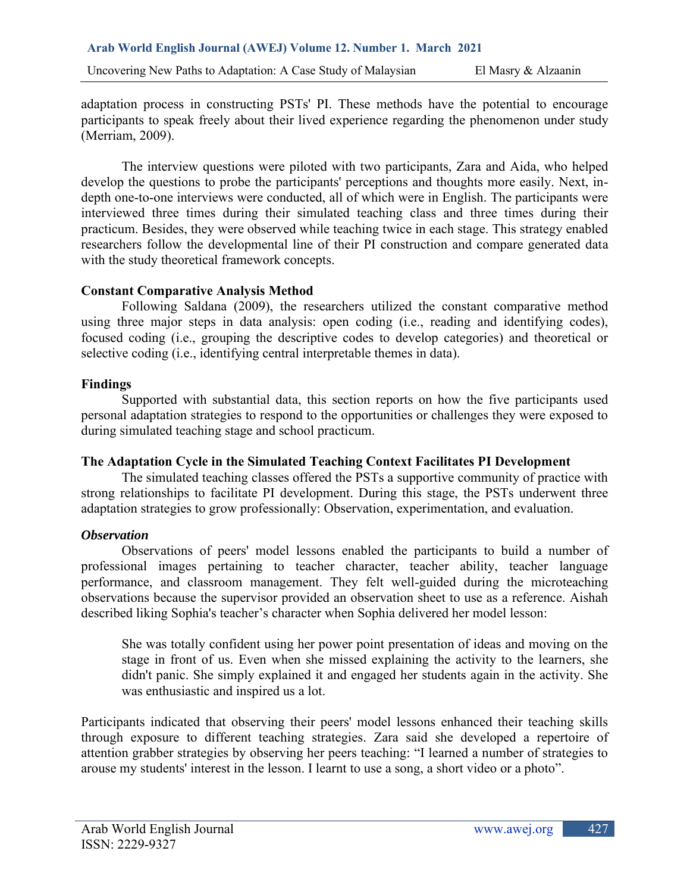adaptation process in constructing PSTs' PI. These methods have the potential to encourage participants to speak freely about their lived experience regarding the phenomenon under study (Merriam, 2009).

The interview questions were piloted with two participants, Zara and Aida, who helped develop the questions to probe the participants' perceptions and thoughts more easily. Next, in-depth one-to-one interviews were conducted, all of which were in English. The participants were interviewed three times during their simulated teaching class and three times during their practicum. Besides, they were observed while teaching twice in each stage. This strategy enabled researchers follow the developmental line of their PI construction and compare generated data with the study theoretical framework concepts.

## Constant Comparative Analysis Method

Following Saldana (2009), the researchers utilized the constant comparative method using three major steps in data analysis: open coding (i.e., reading and identifying codes), focused coding (i.e., grouping the descriptive codes to develop categories) and theoretical or selective coding (i.e., identifying central interpretable themes in data).

## Findings

Supported with substantial data, this section reports on how the five participants used personal adaptation strategies to respond to the opportunities or challenges they were exposed to during simulated teaching stage and school practicum.

## The Adaptation Cycle in the Simulated Teaching Context Facilitates PI Development

The simulated teaching classes offered the PSTs a supportive community of practice with strong relationships to facilitate PI development. During this stage, the PSTs underwent three adaptation strategies to grow professionally: Observation, experimentation, and evaluation.

### *Observation*

Observations of peers' model lessons enabled the participants to build a number of professional images pertaining to teacher character, teacher ability, teacher language performance, and classroom management. They felt well-guided during the microteaching observations because the supervisor provided an observation sheet to use as a reference. Aishah described liking Sophia's teacher's character when Sophia delivered her model lesson:

> She was totally confident using her power point presentation of ideas and moving on the stage in front of us. Even when she missed explaining the activity to the learners, she didn't panic. She simply explained it and engaged her students again in the activity. She was enthusiastic and inspired us a lot.

Participants indicated that observing their peers' model lessons enhanced their teaching skills through exposure to different teaching strategies. Zara said she developed a repertoire of attention grabber strategies by observing her peers teaching: "I learned a number of strategies to arouse my students' interest in the lesson. I learnt to use a song, a short video or a photo".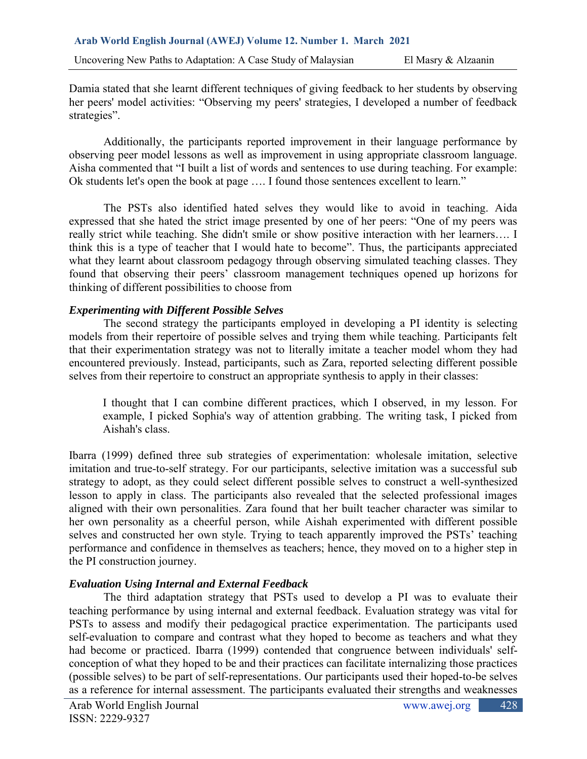Damia stated that she learnt different techniques of giving feedback to her students by observing her peers' model activities: "Observing my peers' strategies, I developed a number of feedback strategies".

Additionally, the participants reported improvement in their language performance by observing peer model lessons as well as improvement in using appropriate classroom language. Aisha commented that "I built a list of words and sentences to use during teaching. For example: Ok students let's open the book at page …. I found those sentences excellent to learn."

The PSTs also identified hated selves they would like to avoid in teaching. Aida expressed that she hated the strict image presented by one of her peers: "One of my peers was really strict while teaching. She didn't smile or show positive interaction with her learners…. I think this is a type of teacher that I would hate to become". Thus, the participants appreciated what they learnt about classroom pedagogy through observing simulated teaching classes. They found that observing their peers' classroom management techniques opened up horizons for thinking of different possibilities to choose from

### *Experimenting with Different Possible Selves*

The second strategy the participants employed in developing a PI identity is selecting models from their repertoire of possible selves and trying them while teaching. Participants felt that their experimentation strategy was not to literally imitate a teacher model whom they had encountered previously. Instead, participants, such as Zara, reported selecting different possible selves from their repertoire to construct an appropriate synthesis to apply in their classes:

> I thought that I can combine different practices, which I observed, in my lesson. For example, I picked Sophia's way of attention grabbing. The writing task, I picked from Aishah's class.

Ibarra (1999) defined three sub strategies of experimentation: wholesale imitation, selective imitation and true-to-self strategy. For our participants, selective imitation was a successful sub strategy to adopt, as they could select different possible selves to construct a well-synthesized lesson to apply in class. The participants also revealed that the selected professional images aligned with their own personalities. Zara found that her built teacher character was similar to her own personality as a cheerful person, while Aishah experimented with different possible selves and constructed her own style. Trying to teach apparently improved the PSTs' teaching performance and confidence in themselves as teachers; hence, they moved on to a higher step in the PI construction journey.

### *Evaluation Using Internal and External Feedback*

The third adaptation strategy that PSTs used to develop a PI was to evaluate their teaching performance by using internal and external feedback. Evaluation strategy was vital for PSTs to assess and modify their pedagogical practice experimentation. The participants used self-evaluation to compare and contrast what they hoped to become as teachers and what they had become or practiced. Ibarra (1999) contended that congruence between individuals' self-conception of what they hoped to be and their practices can facilitate internalizing those practices (possible selves) to be part of self-representations. Our participants used their hoped-to-be selves as a reference for internal assessment. The participants evaluated their strengths and weaknesses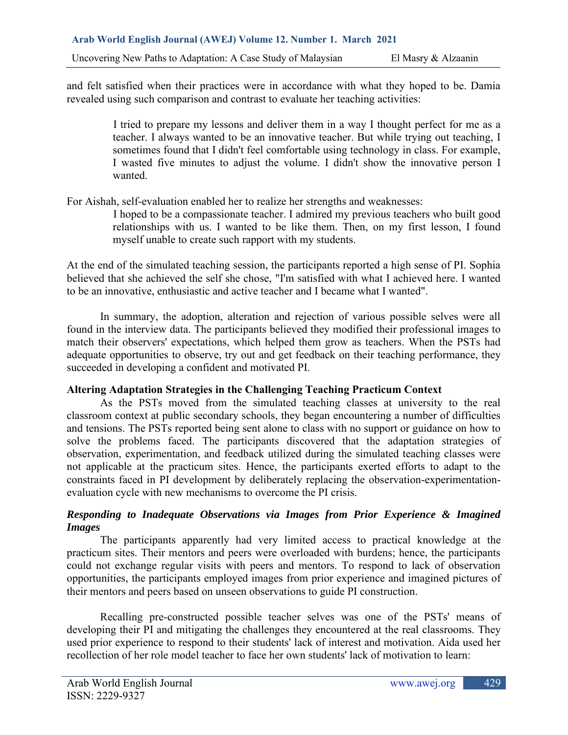and felt satisfied when their practices were in accordance with what they hoped to be. Damia revealed using such comparison and contrast to evaluate her teaching activities:

> I tried to prepare my lessons and deliver them in a way I thought perfect for me as a teacher. I always wanted to be an innovative teacher. But while trying out teaching, I sometimes found that I didn't feel comfortable using technology in class. For example, I wasted five minutes to adjust the volume. I didn't show the innovative person I wanted.

For Aishah, self-evaluation enabled her to realize her strengths and weaknesses:

> I hoped to be a compassionate teacher. I admired my previous teachers who built good relationships with us. I wanted to be like them. Then, on my first lesson, I found myself unable to create such rapport with my students.

At the end of the simulated teaching session, the participants reported a high sense of PI. Sophia believed that she achieved the self she chose, "I'm satisfied with what I achieved here. I wanted to be an innovative, enthusiastic and active teacher and I became what I wanted".

In summary, the adoption, alteration and rejection of various possible selves were all found in the interview data. The participants believed they modified their professional images to match their observers' expectations, which helped them grow as teachers. When the PSTs had adequate opportunities to observe, try out and get feedback on their teaching performance, they succeeded in developing a confident and motivated PI.

### Altering Adaptation Strategies in the Challenging Teaching Practicum Context

As the PSTs moved from the simulated teaching classes at university to the real classroom context at public secondary schools, they began encountering a number of difficulties and tensions. The PSTs reported being sent alone to class with no support or guidance on how to solve the problems faced. The participants discovered that the adaptation strategies of observation, experimentation, and feedback utilized during the simulated teaching classes were not applicable at the practicum sites. Hence, the participants exerted efforts to adapt to the constraints faced in PI development by deliberately replacing the observation-experimentation-evaluation cycle with new mechanisms to overcome the PI crisis.

#### *Responding to Inadequate Observations via Images from Prior Experience & Imagined Images*

The participants apparently had very limited access to practical knowledge at the practicum sites. Their mentors and peers were overloaded with burdens; hence, the participants could not exchange regular visits with peers and mentors. To respond to lack of observation opportunities, the participants employed images from prior experience and imagined pictures of their mentors and peers based on unseen observations to guide PI construction.

Recalling pre-constructed possible teacher selves was one of the PSTs' means of developing their PI and mitigating the challenges they encountered at the real classrooms. They used prior experience to respond to their students' lack of interest and motivation. Aida used her recollection of her role model teacher to face her own students' lack of motivation to learn: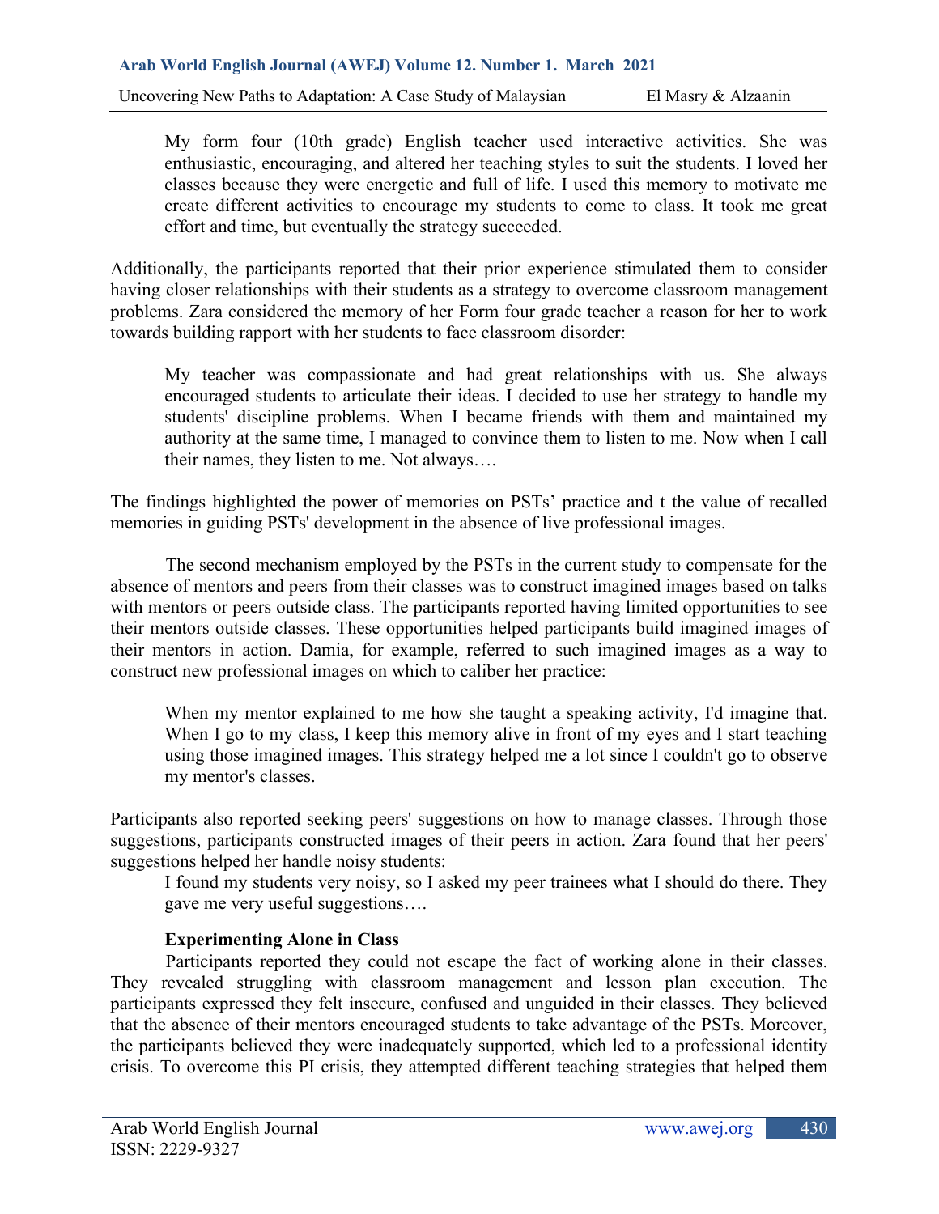> My form four (10th grade) English teacher used interactive activities. She was enthusiastic, encouraging, and altered her teaching styles to suit the students. I loved her classes because they were energetic and full of life. I used this memory to motivate me create different activities to encourage my students to come to class. It took me great effort and time, but eventually the strategy succeeded.

Additionally, the participants reported that their prior experience stimulated them to consider having closer relationships with their students as a strategy to overcome classroom management problems. Zara considered the memory of her Form four grade teacher a reason for her to work towards building rapport with her students to face classroom disorder:

> My teacher was compassionate and had great relationships with us. She always encouraged students to articulate their ideas. I decided to use her strategy to handle my students' discipline problems. When I became friends with them and maintained my authority at the same time, I managed to convince them to listen to me. Now when I call their names, they listen to me. Not always….

The findings highlighted the power of memories on PSTs' practice and t the value of recalled memories in guiding PSTs' development in the absence of live professional images.

The second mechanism employed by the PSTs in the current study to compensate for the absence of mentors and peers from their classes was to construct imagined images based on talks with mentors or peers outside class. The participants reported having limited opportunities to see their mentors outside classes. These opportunities helped participants build imagined images of their mentors in action. Damia, for example, referred to such imagined images as a way to construct new professional images on which to caliber her practice:

> When my mentor explained to me how she taught a speaking activity, I'd imagine that. When I go to my class, I keep this memory alive in front of my eyes and I start teaching using those imagined images. This strategy helped me a lot since I couldn't go to observe my mentor's classes.

Participants also reported seeking peers' suggestions on how to manage classes. Through those suggestions, participants constructed images of their peers in action. Zara found that her peers' suggestions helped her handle noisy students:

> I found my students very noisy, so I asked my peer trainees what I should do there. They gave me very useful suggestions….

### Experimenting Alone in Class

Participants reported they could not escape the fact of working alone in their classes. They revealed struggling with classroom management and lesson plan execution. The participants expressed they felt insecure, confused and unguided in their classes. They believed that the absence of their mentors encouraged students to take advantage of the PSTs. Moreover, the participants believed they were inadequately supported, which led to a professional identity crisis. To overcome this PI crisis, they attempted different teaching strategies that helped them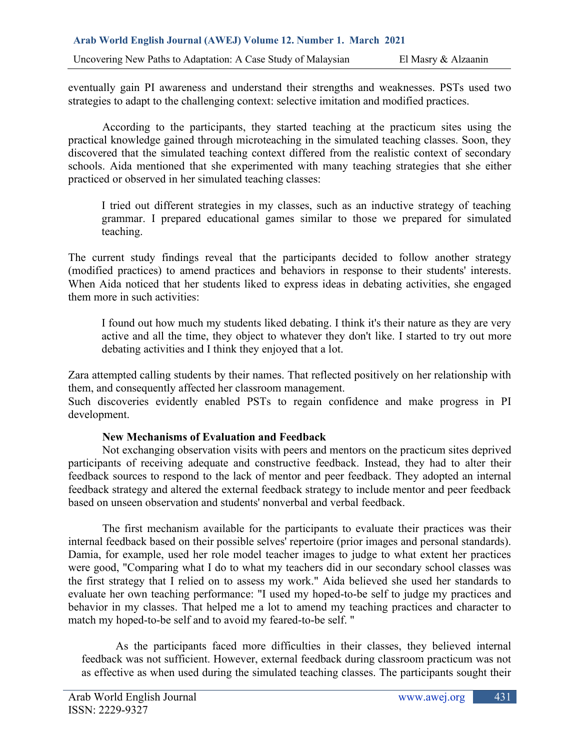eventually gain PI awareness and understand their strengths and weaknesses. PSTs used two strategies to adapt to the challenging context: selective imitation and modified practices.

According to the participants, they started teaching at the practicum sites using the practical knowledge gained through microteaching in the simulated teaching classes. Soon, they discovered that the simulated teaching context differed from the realistic context of secondary schools. Aida mentioned that she experimented with many teaching strategies that she either practiced or observed in her simulated teaching classes:

> I tried out different strategies in my classes, such as an inductive strategy of teaching grammar. I prepared educational games similar to those we prepared for simulated teaching.

The current study findings reveal that the participants decided to follow another strategy (modified practices) to amend practices and behaviors in response to their students' interests. When Aida noticed that her students liked to express ideas in debating activities, she engaged them more in such activities:

> I found out how much my students liked debating. I think it's their nature as they are very active and all the time, they object to whatever they don't like. I started to try out more debating activities and I think they enjoyed that a lot.

Zara attempted calling students by their names. That reflected positively on her relationship with them, and consequently affected her classroom management.

Such discoveries evidently enabled PSTs to regain confidence and make progress in PI development.

**New Mechanisms of Evaluation and Feedback**

Not exchanging observation visits with peers and mentors on the practicum sites deprived participants of receiving adequate and constructive feedback. Instead, they had to alter their feedback sources to respond to the lack of mentor and peer feedback. They adopted an internal feedback strategy and altered the external feedback strategy to include mentor and peer feedback based on unseen observation and students' nonverbal and verbal feedback.

The first mechanism available for the participants to evaluate their practices was their internal feedback based on their possible selves' repertoire (prior images and personal standards). Damia, for example, used her role model teacher images to judge to what extent her practices were good, "Comparing what I do to what my teachers did in our secondary school classes was the first strategy that I relied on to assess my work." Aida believed she used her standards to evaluate her own teaching performance: "I used my hoped-to-be self to judge my practices and behavior in my classes. That helped me a lot to amend my teaching practices and character to match my hoped-to-be self and to avoid my feared-to-be self. "

As the participants faced more difficulties in their classes, they believed internal feedback was not sufficient. However, external feedback during classroom practicum was not as effective as when used during the simulated teaching classes. The participants sought their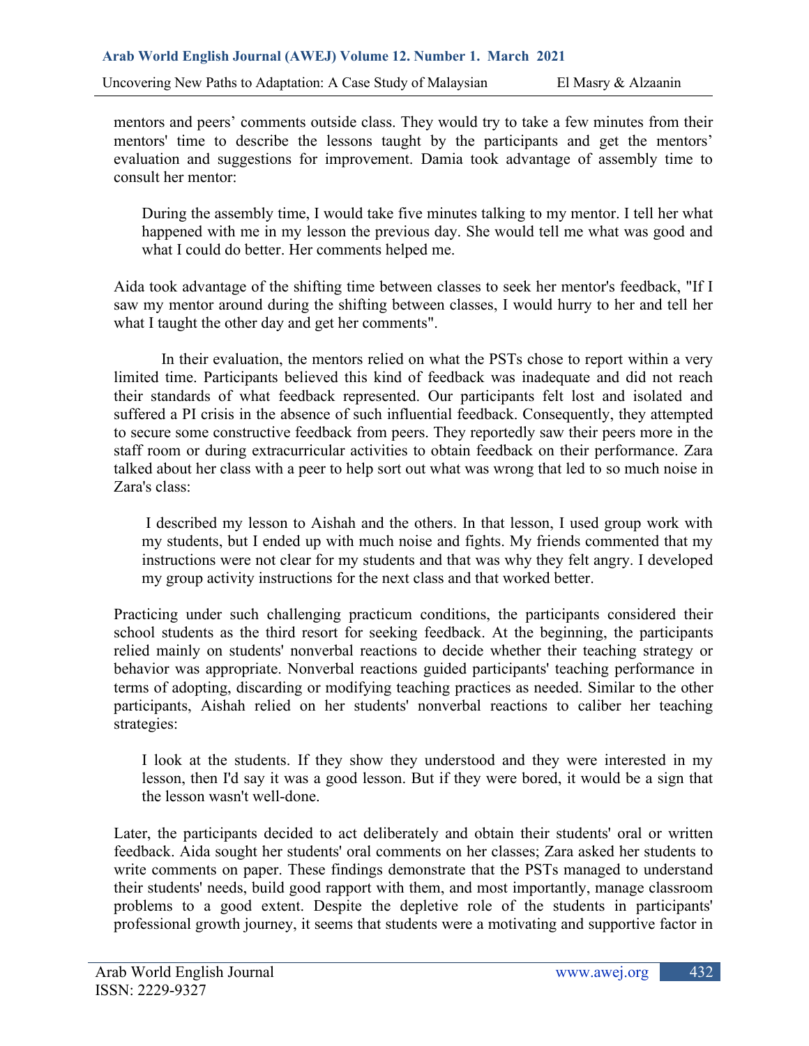mentors and peers' comments outside class. They would try to take a few minutes from their mentors' time to describe the lessons taught by the participants and get the mentors' evaluation and suggestions for improvement. Damia took advantage of assembly time to consult her mentor:

> During the assembly time, I would take five minutes talking to my mentor. I tell her what happened with me in my lesson the previous day. She would tell me what was good and what I could do better. Her comments helped me.

Aida took advantage of the shifting time between classes to seek her mentor's feedback, "If I saw my mentor around during the shifting between classes, I would hurry to her and tell her what I taught the other day and get her comments".

In their evaluation, the mentors relied on what the PSTs chose to report within a very limited time. Participants believed this kind of feedback was inadequate and did not reach their standards of what feedback represented. Our participants felt lost and isolated and suffered a PI crisis in the absence of such influential feedback. Consequently, they attempted to secure some constructive feedback from peers. They reportedly saw their peers more in the staff room or during extracurricular activities to obtain feedback on their performance. Zara talked about her class with a peer to help sort out what was wrong that led to so much noise in Zara's class:

> I described my lesson to Aishah and the others. In that lesson, I used group work with my students, but I ended up with much noise and fights. My friends commented that my instructions were not clear for my students and that was why they felt angry. I developed my group activity instructions for the next class and that worked better.

Practicing under such challenging practicum conditions, the participants considered their school students as the third resort for seeking feedback. At the beginning, the participants relied mainly on students' nonverbal reactions to decide whether their teaching strategy or behavior was appropriate. Nonverbal reactions guided participants' teaching performance in terms of adopting, discarding or modifying teaching practices as needed. Similar to the other participants, Aishah relied on her students' nonverbal reactions to caliber her teaching strategies:

> I look at the students. If they show they understood and they were interested in my lesson, then I'd say it was a good lesson. But if they were bored, it would be a sign that the lesson wasn't well-done.

Later, the participants decided to act deliberately and obtain their students' oral or written feedback. Aida sought her students' oral comments on her classes; Zara asked her students to write comments on paper. These findings demonstrate that the PSTs managed to understand their students' needs, build good rapport with them, and most importantly, manage classroom problems to a good extent. Despite the depletive role of the students in participants' professional growth journey, it seems that students were a motivating and supportive factor in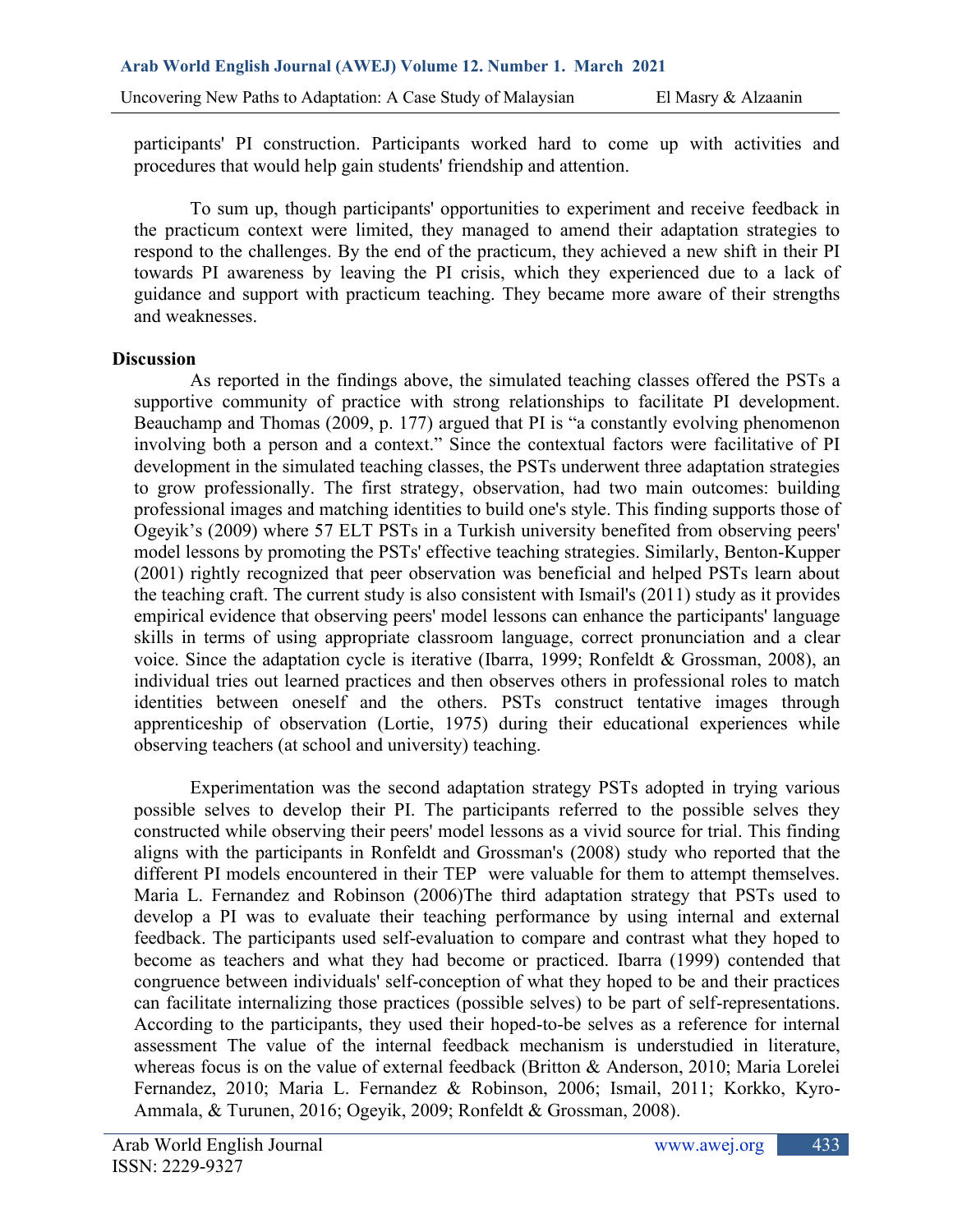participants' PI construction. Participants worked hard to come up with activities and procedures that would help gain students' friendship and attention.

To sum up, though participants' opportunities to experiment and receive feedback in the practicum context were limited, they managed to amend their adaptation strategies to respond to the challenges. By the end of the practicum, they achieved a new shift in their PI towards PI awareness by leaving the PI crisis, which they experienced due to a lack of guidance and support with practicum teaching. They became more aware of their strengths and weaknesses.

**Discussion**

As reported in the findings above, the simulated teaching classes offered the PSTs a supportive community of practice with strong relationships to facilitate PI development. Beauchamp and Thomas (2009, p. 177) argued that PI is "a constantly evolving phenomenon involving both a person and a context." Since the contextual factors were facilitative of PI development in the simulated teaching classes, the PSTs underwent three adaptation strategies to grow professionally. The first strategy, observation, had two main outcomes: building professional images and matching identities to build one's style. This finding supports those of Ogeyik's (2009) where 57 ELT PSTs in a Turkish university benefited from observing peers' model lessons by promoting the PSTs' effective teaching strategies. Similarly, Benton-Kupper (2001) rightly recognized that peer observation was beneficial and helped PSTs learn about the teaching craft. The current study is also consistent with Ismail's (2011) study as it provides empirical evidence that observing peers' model lessons can enhance the participants' language skills in terms of using appropriate classroom language, correct pronunciation and a clear voice. Since the adaptation cycle is iterative (Ibarra, 1999; Ronfeldt & Grossman, 2008), an individual tries out learned practices and then observes others in professional roles to match identities between oneself and the others. PSTs construct tentative images through apprenticeship of observation (Lortie, 1975) during their educational experiences while observing teachers (at school and university) teaching.

Experimentation was the second adaptation strategy PSTs adopted in trying various possible selves to develop their PI. The participants referred to the possible selves they constructed while observing their peers' model lessons as a vivid source for trial. This finding aligns with the participants in Ronfeldt and Grossman's (2008) study who reported that the different PI models encountered in their TEP were valuable for them to attempt themselves. Maria L. Fernandez and Robinson (2006)The third adaptation strategy that PSTs used to develop a PI was to evaluate their teaching performance by using internal and external feedback. The participants used self-evaluation to compare and contrast what they hoped to become as teachers and what they had become or practiced. Ibarra (1999) contended that congruence between individuals' self-conception of what they hoped to be and their practices can facilitate internalizing those practices (possible selves) to be part of self-representations. According to the participants, they used their hoped-to-be selves as a reference for internal assessment The value of the internal feedback mechanism is understudied in literature, whereas focus is on the value of external feedback (Britton & Anderson, 2010; Maria Lorelei Fernandez, 2010; Maria L. Fernandez & Robinson, 2006; Ismail, 2011; Korkko, Kyro-Ammala, & Turunen, 2016; Ogeyik, 2009; Ronfeldt & Grossman, 2008).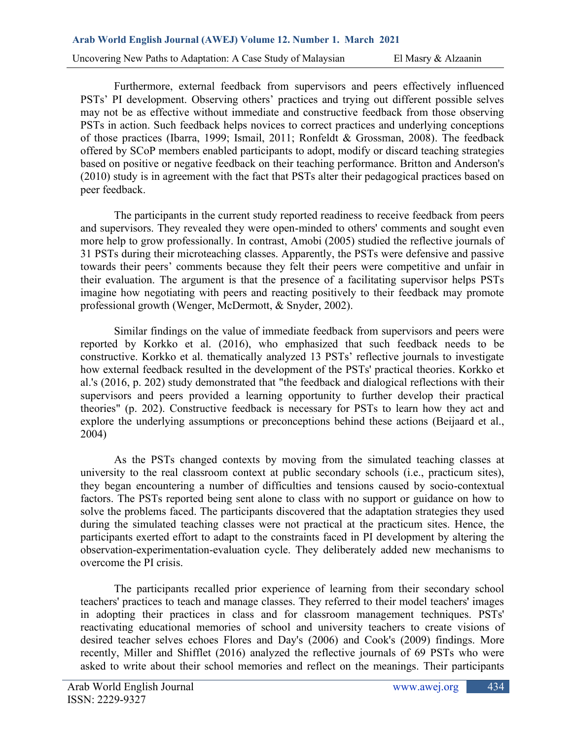Furthermore, external feedback from supervisors and peers effectively influenced PSTs' PI development. Observing others' practices and trying out different possible selves may not be as effective without immediate and constructive feedback from those observing PSTs in action. Such feedback helps novices to correct practices and underlying conceptions of those practices (Ibarra, 1999; Ismail, 2011; Ronfeldt & Grossman, 2008). The feedback offered by SCoP members enabled participants to adopt, modify or discard teaching strategies based on positive or negative feedback on their teaching performance. Britton and Anderson's (2010) study is in agreement with the fact that PSTs alter their pedagogical practices based on peer feedback.

The participants in the current study reported readiness to receive feedback from peers and supervisors. They revealed they were open-minded to others' comments and sought even more help to grow professionally. In contrast, Amobi (2005) studied the reflective journals of 31 PSTs during their microteaching classes. Apparently, the PSTs were defensive and passive towards their peers' comments because they felt their peers were competitive and unfair in their evaluation. The argument is that the presence of a facilitating supervisor helps PSTs imagine how negotiating with peers and reacting positively to their feedback may promote professional growth (Wenger, McDermott, & Snyder, 2002).

Similar findings on the value of immediate feedback from supervisors and peers were reported by Korkko et al. (2016), who emphasized that such feedback needs to be constructive. Korkko et al. thematically analyzed 13 PSTs' reflective journals to investigate how external feedback resulted in the development of the PSTs' practical theories. Korkko et al.'s (2016, p. 202) study demonstrated that "the feedback and dialogical reflections with their supervisors and peers provided a learning opportunity to further develop their practical theories" (p. 202). Constructive feedback is necessary for PSTs to learn how they act and explore the underlying assumptions or preconceptions behind these actions (Beijaard et al., 2004)

As the PSTs changed contexts by moving from the simulated teaching classes at university to the real classroom context at public secondary schools (i.e., practicum sites), they began encountering a number of difficulties and tensions caused by socio-contextual factors. The PSTs reported being sent alone to class with no support or guidance on how to solve the problems faced. The participants discovered that the adaptation strategies they used during the simulated teaching classes were not practical at the practicum sites. Hence, the participants exerted effort to adapt to the constraints faced in PI development by altering the observation-experimentation-evaluation cycle. They deliberately added new mechanisms to overcome the PI crisis.

The participants recalled prior experience of learning from their secondary school teachers' practices to teach and manage classes. They referred to their model teachers' images in adopting their practices in class and for classroom management techniques. PSTs' reactivating educational memories of school and university teachers to create visions of desired teacher selves echoes Flores and Day's (2006) and Cook's (2009) findings. More recently, Miller and Shifflet (2016) analyzed the reflective journals of 69 PSTs who were asked to write about their school memories and reflect on the meanings. Their participants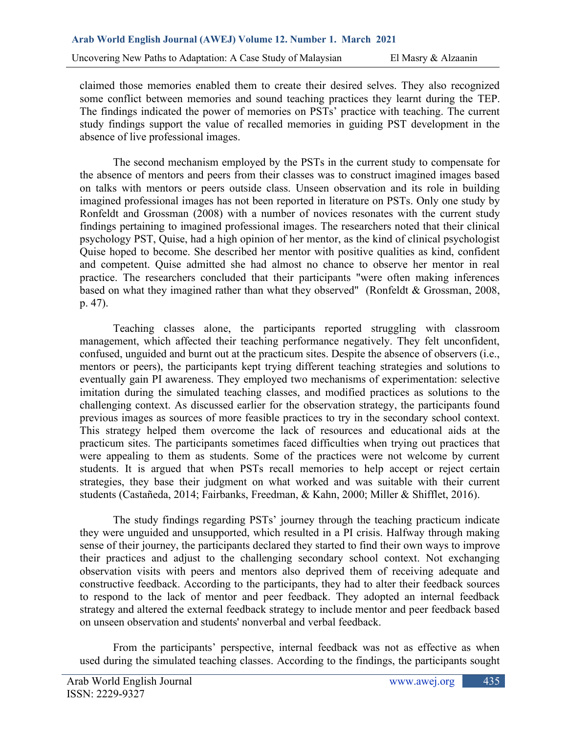claimed those memories enabled them to create their desired selves. They also recognized some conflict between memories and sound teaching practices they learnt during the TEP. The findings indicated the power of memories on PSTs' practice with teaching. The current study findings support the value of recalled memories in guiding PST development in the absence of live professional images.

The second mechanism employed by the PSTs in the current study to compensate for the absence of mentors and peers from their classes was to construct imagined images based on talks with mentors or peers outside class. Unseen observation and its role in building imagined professional images has not been reported in literature on PSTs. Only one study by Ronfeldt and Grossman (2008) with a number of novices resonates with the current study findings pertaining to imagined professional images. The researchers noted that their clinical psychology PST, Quise, had a high opinion of her mentor, as the kind of clinical psychologist Quise hoped to become. She described her mentor with positive qualities as kind, confident and competent. Quise admitted she had almost no chance to observe her mentor in real practice. The researchers concluded that their participants "were often making inferences based on what they imagined rather than what they observed" (Ronfeldt & Grossman, 2008, p. 47).

Teaching classes alone, the participants reported struggling with classroom management, which affected their teaching performance negatively. They felt unconfident, confused, unguided and burnt out at the practicum sites. Despite the absence of observers (i.e., mentors or peers), the participants kept trying different teaching strategies and solutions to eventually gain PI awareness. They employed two mechanisms of experimentation: selective imitation during the simulated teaching classes, and modified practices as solutions to the challenging context. As discussed earlier for the observation strategy, the participants found previous images as sources of more feasible practices to try in the secondary school context. This strategy helped them overcome the lack of resources and educational aids at the practicum sites. The participants sometimes faced difficulties when trying out practices that were appealing to them as students. Some of the practices were not welcome by current students. It is argued that when PSTs recall memories to help accept or reject certain strategies, they base their judgment on what worked and was suitable with their current students (Castañeda, 2014; Fairbanks, Freedman, & Kahn, 2000; Miller & Shifflet, 2016).

The study findings regarding PSTs' journey through the teaching practicum indicate they were unguided and unsupported, which resulted in a PI crisis. Halfway through making sense of their journey, the participants declared they started to find their own ways to improve their practices and adjust to the challenging secondary school context. Not exchanging observation visits with peers and mentors also deprived them of receiving adequate and constructive feedback. According to the participants, they had to alter their feedback sources to respond to the lack of mentor and peer feedback. They adopted an internal feedback strategy and altered the external feedback strategy to include mentor and peer feedback based on unseen observation and students' nonverbal and verbal feedback.

From the participants' perspective, internal feedback was not as effective as when used during the simulated teaching classes. According to the findings, the participants sought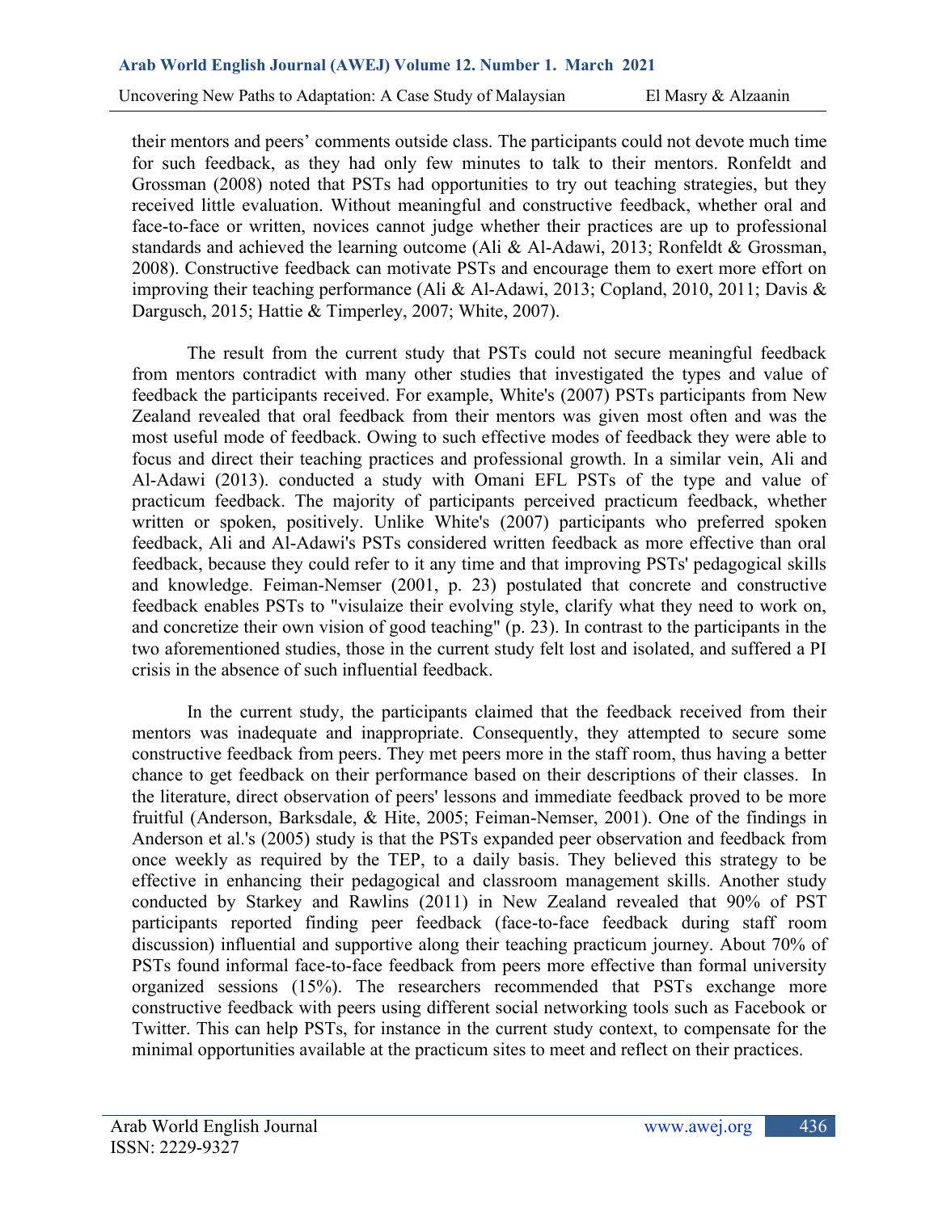their mentors and peers' comments outside class. The participants could not devote much time for such feedback, as they had only few minutes to talk to their mentors. Ronfeldt and Grossman (2008) noted that PSTs had opportunities to try out teaching strategies, but they received little evaluation. Without meaningful and constructive feedback, whether oral and face-to-face or written, novices cannot judge whether their practices are up to professional standards and achieved the learning outcome (Ali & Al-Adawi, 2013; Ronfeldt & Grossman, 2008). Constructive feedback can motivate PSTs and encourage them to exert more effort on improving their teaching performance (Ali & Al-Adawi, 2013; Copland, 2010, 2011; Davis & Dargusch, 2015; Hattie & Timperley, 2007; White, 2007).

The result from the current study that PSTs could not secure meaningful feedback from mentors contradict with many other studies that investigated the types and value of feedback the participants received. For example, White's (2007) PSTs participants from New Zealand revealed that oral feedback from their mentors was given most often and was the most useful mode of feedback. Owing to such effective modes of feedback they were able to focus and direct their teaching practices and professional growth. In a similar vein, Ali and Al-Adawi (2013). conducted a study with Omani EFL PSTs of the type and value of practicum feedback. The majority of participants perceived practicum feedback, whether written or spoken, positively. Unlike White's (2007) participants who preferred spoken feedback, Ali and Al-Adawi's PSTs considered written feedback as more effective than oral feedback, because they could refer to it any time and that improving PSTs' pedagogical skills and knowledge. Feiman-Nemser (2001, p. 23) postulated that concrete and constructive feedback enables PSTs to "visulaize their evolving style, clarify what they need to work on, and concretize their own vision of good teaching" (p. 23). In contrast to the participants in the two aforementioned studies, those in the current study felt lost and isolated, and suffered a PI crisis in the absence of such influential feedback.

In the current study, the participants claimed that the feedback received from their mentors was inadequate and inappropriate. Consequently, they attempted to secure some constructive feedback from peers. They met peers more in the staff room, thus having a better chance to get feedback on their performance based on their descriptions of their classes. In the literature, direct observation of peers' lessons and immediate feedback proved to be more fruitful (Anderson, Barksdale, & Hite, 2005; Feiman-Nemser, 2001). One of the findings in Anderson et al.'s (2005) study is that the PSTs expanded peer observation and feedback from once weekly as required by the TEP, to a daily basis. They believed this strategy to be effective in enhancing their pedagogical and classroom management skills. Another study conducted by Starkey and Rawlins (2011) in New Zealand revealed that 90% of PST participants reported finding peer feedback (face-to-face feedback during staff room discussion) influential and supportive along their teaching practicum journey. About 70% of PSTs found informal face-to-face feedback from peers more effective than formal university organized sessions (15%). The researchers recommended that PSTs exchange more constructive feedback with peers using different social networking tools such as Facebook or Twitter. This can help PSTs, for instance in the current study context, to compensate for the minimal opportunities available at the practicum sites to meet and reflect on their practices.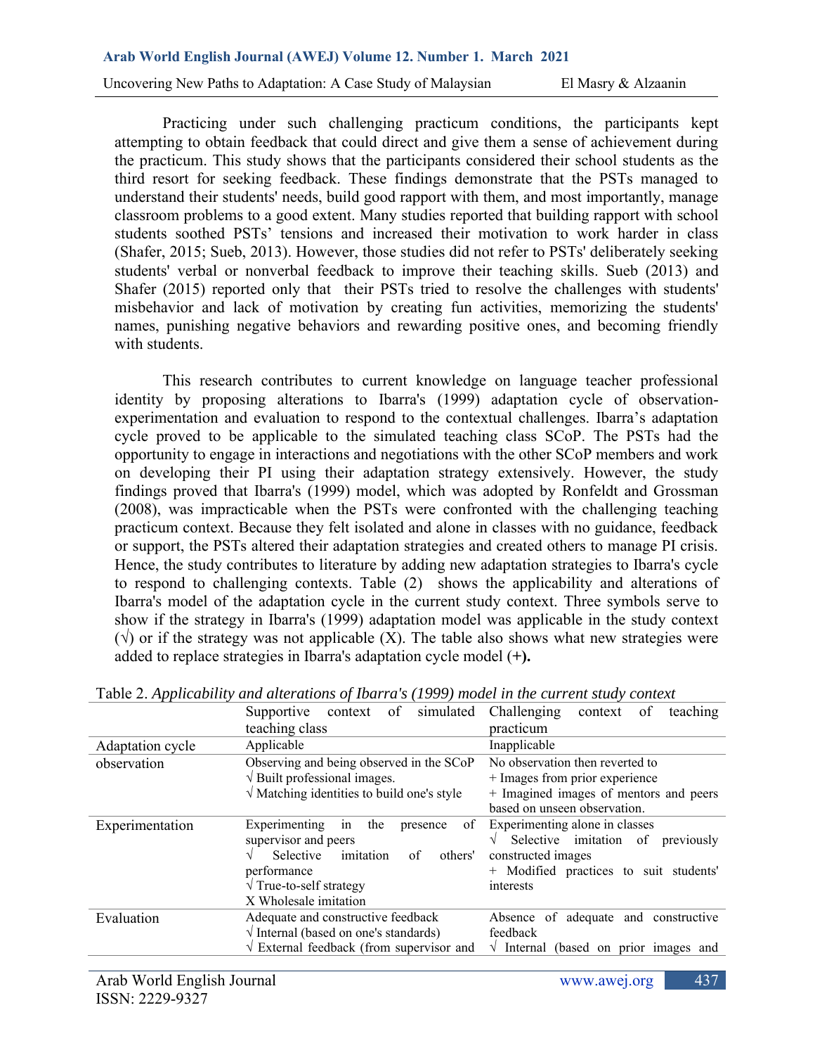Practicing under such challenging practicum conditions, the participants kept attempting to obtain feedback that could direct and give them a sense of achievement during the practicum. This study shows that the participants considered their school students as the third resort for seeking feedback. These findings demonstrate that the PSTs managed to understand their students' needs, build good rapport with them, and most importantly, manage classroom problems to a good extent. Many studies reported that building rapport with school students soothed PSTs' tensions and increased their motivation to work harder in class (Shafer, 2015; Sueb, 2013). However, those studies did not refer to PSTs' deliberately seeking students' verbal or nonverbal feedback to improve their teaching skills. Sueb (2013) and Shafer (2015) reported only that their PSTs tried to resolve the challenges with students' misbehavior and lack of motivation by creating fun activities, memorizing the students' names, punishing negative behaviors and rewarding positive ones, and becoming friendly with students.

This research contributes to current knowledge on language teacher professional identity by proposing alterations to Ibarra's (1999) adaptation cycle of observation-experimentation and evaluation to respond to the contextual challenges. Ibarra's adaptation cycle proved to be applicable to the simulated teaching class SCoP. The PSTs had the opportunity to engage in interactions and negotiations with the other SCoP members and work on developing their PI using their adaptation strategy extensively. However, the study findings proved that Ibarra's (1999) model, which was adopted by Ronfeldt and Grossman (2008), was impracticable when the PSTs were confronted with the challenging teaching practicum context. Because they felt isolated and alone in classes with no guidance, feedback or support, the PSTs altered their adaptation strategies and created others to manage PI crisis. Hence, the study contributes to literature by adding new adaptation strategies to Ibarra's cycle to respond to challenging contexts. Table (2) shows the applicability and alterations of Ibarra's model of the adaptation cycle in the current study context. Three symbols serve to show if the strategy in Ibarra's (1999) adaptation model was applicable in the study context (√) or if the strategy was not applicable (X). The table also shows what new strategies were added to replace strategies in Ibarra's adaptation cycle model (**+).**

Table 2. *Applicability and alterations of Ibarra's (1999) model in the current study context*

| | Supportive context of simulated teaching class | Challenging context of teaching practicum |
|---|---|---|
| Adaptation cycle | Applicable | Inapplicable |
| observation | Observing and being observed in the SCoP<br>√ Built professional images.<br>√ Matching identities to build one's style | No observation then reverted to<br>+ Images from prior experience<br>+ Imagined images of mentors and peers based on unseen observation. |
| Experimentation | Experimenting in the presence of supervisor and peers<br>√ Selective imitation of others' performance<br>√ True-to-self strategy<br>X Wholesale imitation | Experimenting alone in classes<br>√ Selective imitation of previously constructed images<br>+ Modified practices to suit students' interests |
| Evaluation | Adequate and constructive feedback<br>√ Internal (based on one's standards)<br>√ External feedback (from supervisor and | Absence of adequate and constructive feedback<br>√ Internal (based on prior images and |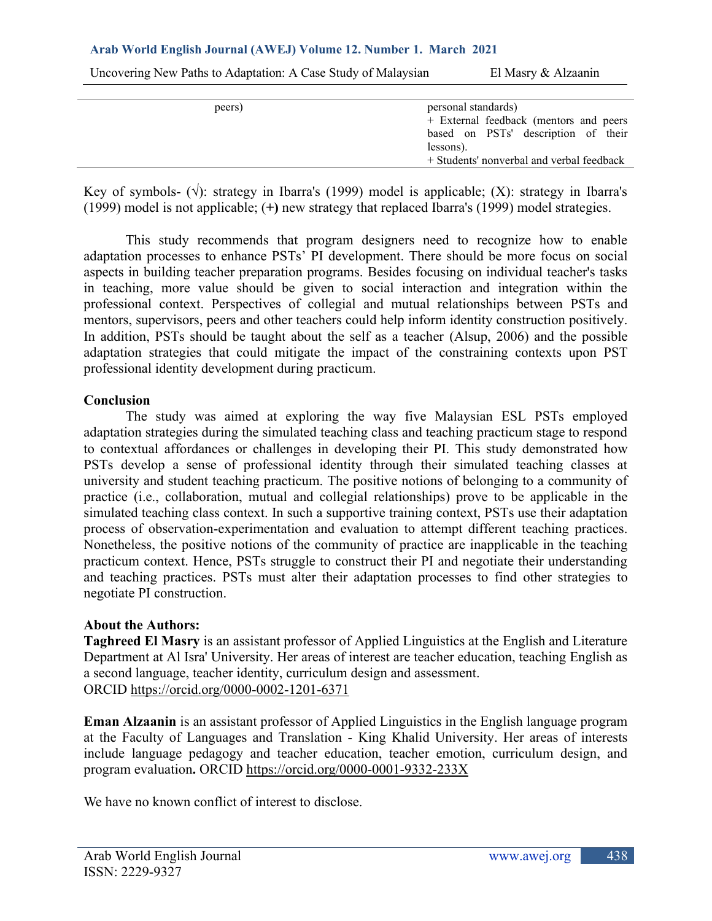| | |
|---|---|
| peers) | personal standards)<br>+ External feedback (mentors and peers based on PSTs' description of their lessons).<br>+ Students' nonverbal and verbal feedback |

Key of symbols- (√): strategy in Ibarra's (1999) model is applicable; (X): strategy in Ibarra's (1999) model is not applicable; (**+**) new strategy that replaced Ibarra's (1999) model strategies.

This study recommends that program designers need to recognize how to enable adaptation processes to enhance PSTs' PI development. There should be more focus on social aspects in building teacher preparation programs. Besides focusing on individual teacher's tasks in teaching, more value should be given to social interaction and integration within the professional context. Perspectives of collegial and mutual relationships between PSTs and mentors, supervisors, peers and other teachers could help inform identity construction positively. In addition, PSTs should be taught about the self as a teacher (Alsup, 2006) and the possible adaptation strategies that could mitigate the impact of the constraining contexts upon PST professional identity development during practicum.

## Conclusion

The study was aimed at exploring the way five Malaysian ESL PSTs employed adaptation strategies during the simulated teaching class and teaching practicum stage to respond to contextual affordances or challenges in developing their PI. This study demonstrated how PSTs develop a sense of professional identity through their simulated teaching classes at university and student teaching practicum. The positive notions of belonging to a community of practice (i.e., collaboration, mutual and collegial relationships) prove to be applicable in the simulated teaching class context. In such a supportive training context, PSTs use their adaptation process of observation-experimentation and evaluation to attempt different teaching practices. Nonetheless, the positive notions of the community of practice are inapplicable in the teaching practicum context. Hence, PSTs struggle to construct their PI and negotiate their understanding and teaching practices. PSTs must alter their adaptation processes to find other strategies to negotiate PI construction.

## About the Authors:

**Taghreed El Masry** is an assistant professor of Applied Linguistics at the English and Literature Department at Al Isra' University. Her areas of interest are teacher education, teaching English as a second language, teacher identity, curriculum design and assessment.
ORCID https://orcid.org/0000-0002-1201-6371

**Eman Alzaanin** is an assistant professor of Applied Linguistics in the English language program at the Faculty of Languages and Translation - King Khalid University. Her areas of interests include language pedagogy and teacher education, teacher emotion, curriculum design, and program evaluation**.** ORCID https://orcid.org/0000-0001-9332-233X

We have no known conflict of interest to disclose.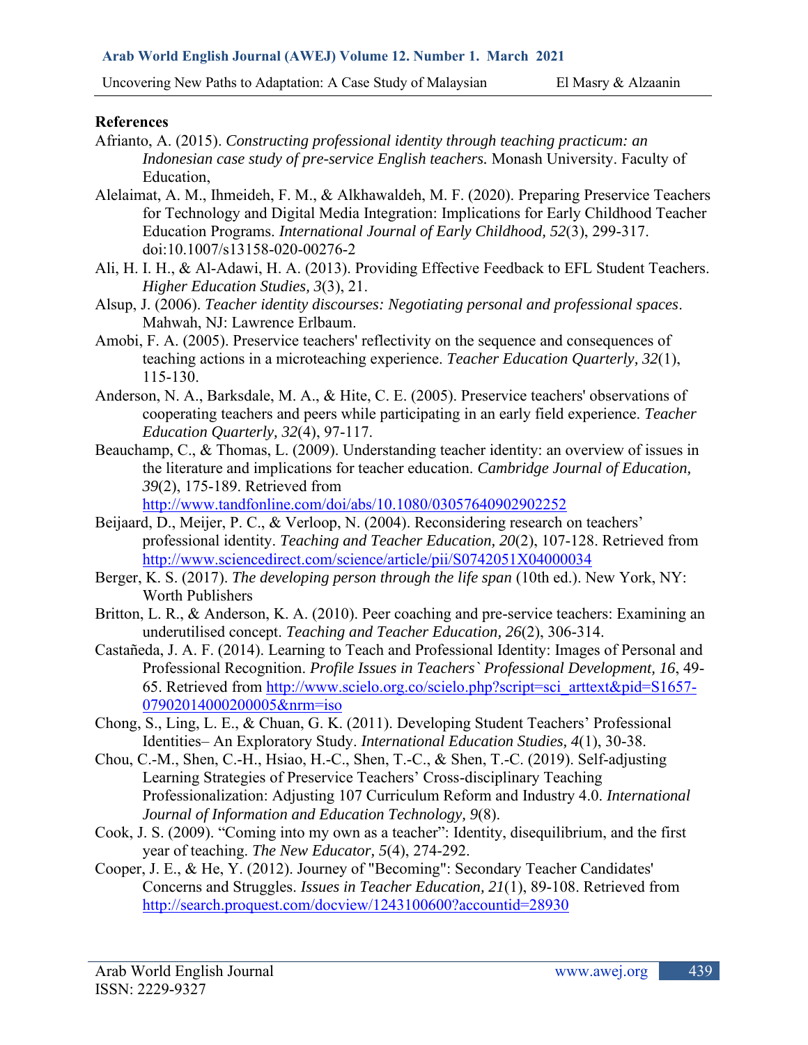## References

Afrianto, A. (2015). *Constructing professional identity through teaching practicum: an Indonesian case study of pre-service English teachers.* Monash University. Faculty of Education,

Alelaimat, A. M., Ihmeideh, F. M., & Alkhawaldeh, M. F. (2020). Preparing Preservice Teachers for Technology and Digital Media Integration: Implications for Early Childhood Teacher Education Programs. *International Journal of Early Childhood, 52*(3), 299-317. doi:10.1007/s13158-020-00276-2

Ali, H. I. H., & Al-Adawi, H. A. (2013). Providing Effective Feedback to EFL Student Teachers. *Higher Education Studies, 3*(3), 21.

Alsup, J. (2006). *Teacher identity discourses: Negotiating personal and professional spaces*. Mahwah, NJ: Lawrence Erlbaum.

Amobi, F. A. (2005). Preservice teachers' reflectivity on the sequence and consequences of teaching actions in a microteaching experience. *Teacher Education Quarterly, 32*(1), 115-130.

Anderson, N. A., Barksdale, M. A., & Hite, C. E. (2005). Preservice teachers' observations of cooperating teachers and peers while participating in an early field experience. *Teacher Education Quarterly, 32*(4), 97-117.

Beauchamp, C., & Thomas, L. (2009). Understanding teacher identity: an overview of issues in the literature and implications for teacher education. *Cambridge Journal of Education, 39*(2), 175-189. Retrieved from http://www.tandfonline.com/doi/abs/10.1080/03057640902902252

Beijaard, D., Meijer, P. C., & Verloop, N. (2004). Reconsidering research on teachers' professional identity. *Teaching and Teacher Education, 20*(2), 107-128. Retrieved from http://www.sciencedirect.com/science/article/pii/S0742051X04000034

Berger, K. S. (2017). *The developing person through the life span* (10th ed.). New York, NY: Worth Publishers

Britton, L. R., & Anderson, K. A. (2010). Peer coaching and pre-service teachers: Examining an underutilised concept. *Teaching and Teacher Education, 26*(2), 306-314.

Castañeda, J. A. F. (2014). Learning to Teach and Professional Identity: Images of Personal and Professional Recognition. *Profile Issues in Teachers` Professional Development, 16*, 49-65. Retrieved from http://www.scielo.org.co/scielo.php?script=sci_arttext&pid=S1657-07902014000200005&nrm=iso

Chong, S., Ling, L. E., & Chuan, G. K. (2011). Developing Student Teachers' Professional Identities– An Exploratory Study. *International Education Studies, 4*(1), 30-38.

Chou, C.-M., Shen, C.-H., Hsiao, H.-C., Shen, T.-C., & Shen, T.-C. (2019). Self-adjusting Learning Strategies of Preservice Teachers' Cross-disciplinary Teaching Professionalization: Adjusting 107 Curriculum Reform and Industry 4.0. *International Journal of Information and Education Technology, 9*(8).

Cook, J. S. (2009). "Coming into my own as a teacher": Identity, disequilibrium, and the first year of teaching. *The New Educator, 5*(4), 274-292.

Cooper, J. E., & He, Y. (2012). Journey of "Becoming": Secondary Teacher Candidates' Concerns and Struggles. *Issues in Teacher Education, 21*(1), 89-108. Retrieved from http://search.proquest.com/docview/1243100600?accountid=28930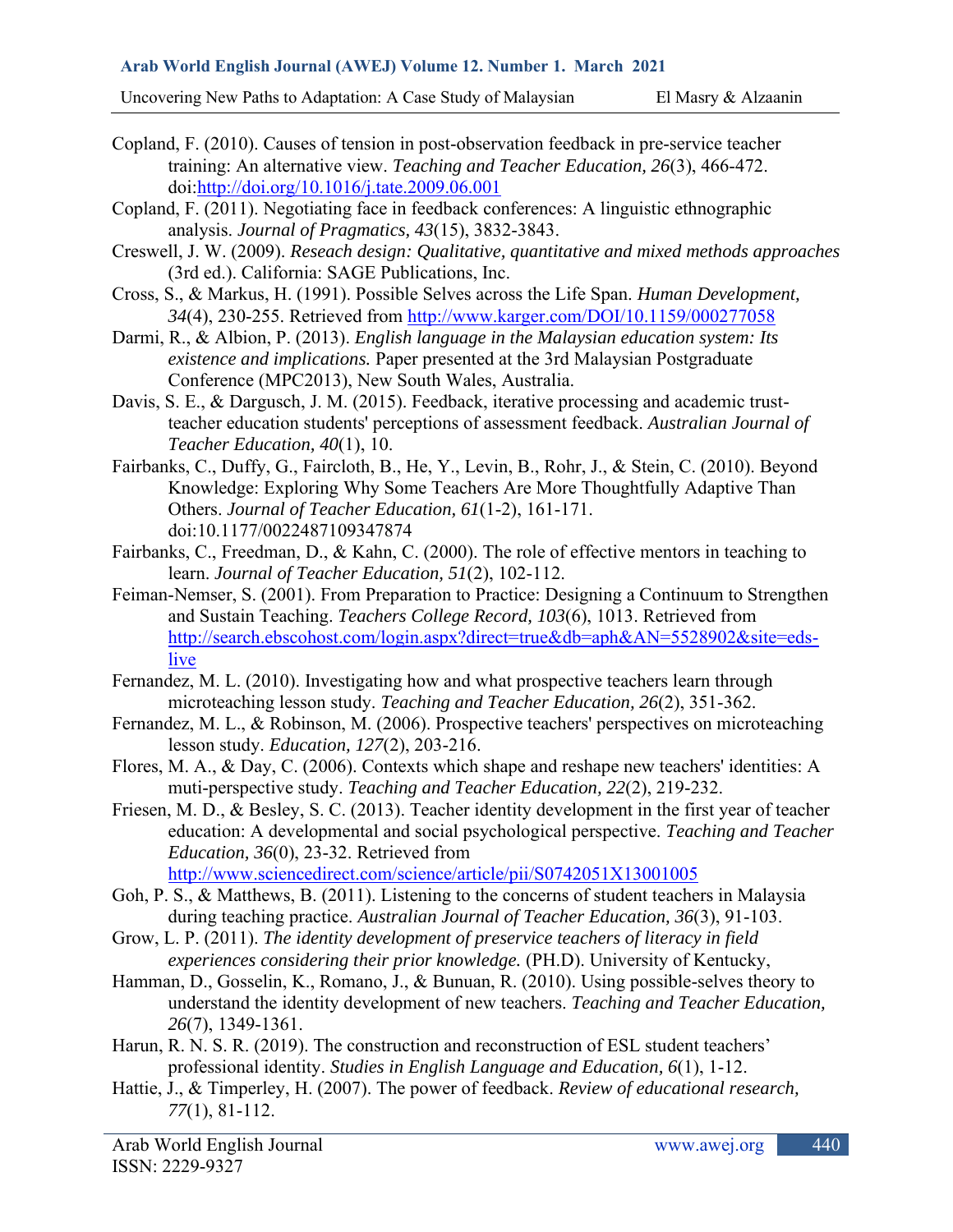Copland, F. (2010). Causes of tension in post-observation feedback in pre-service teacher training: An alternative view. *Teaching and Teacher Education, 26*(3), 466-472. doi:http://doi.org/10.1016/j.tate.2009.06.001

Copland, F. (2011). Negotiating face in feedback conferences: A linguistic ethnographic analysis. *Journal of Pragmatics, 43*(15), 3832-3843.

Creswell, J. W. (2009). *Reseach design: Qualitative, quantitative and mixed methods approaches* (3rd ed.). California: SAGE Publications, Inc.

Cross, S., & Markus, H. (1991). Possible Selves across the Life Span. *Human Development, 34*(4), 230-255. Retrieved from http://www.karger.com/DOI/10.1159/000277058

Darmi, R., & Albion, P. (2013). *English language in the Malaysian education system: Its existence and implications.* Paper presented at the 3rd Malaysian Postgraduate Conference (MPC2013), New South Wales, Australia.

Davis, S. E., & Dargusch, J. M. (2015). Feedback, iterative processing and academic trust-teacher education students' perceptions of assessment feedback. *Australian Journal of Teacher Education, 40*(1), 10.

Fairbanks, C., Duffy, G., Faircloth, B., He, Y., Levin, B., Rohr, J., & Stein, C. (2010). Beyond Knowledge: Exploring Why Some Teachers Are More Thoughtfully Adaptive Than Others. *Journal of Teacher Education, 61*(1-2), 161-171. doi:10.1177/0022487109347874

Fairbanks, C., Freedman, D., & Kahn, C. (2000). The role of effective mentors in teaching to learn. *Journal of Teacher Education, 51*(2), 102-112.

Feiman-Nemser, S. (2001). From Preparation to Practice: Designing a Continuum to Strengthen and Sustain Teaching. *Teachers College Record, 103*(6), 1013. Retrieved from http://search.ebscohost.com/login.aspx?direct=true&db=aph&AN=5528902&site=eds-live

Fernandez, M. L. (2010). Investigating how and what prospective teachers learn through microteaching lesson study. *Teaching and Teacher Education, 26*(2), 351-362.

Fernandez, M. L., & Robinson, M. (2006). Prospective teachers' perspectives on microteaching lesson study. *Education, 127*(2), 203-216.

Flores, M. A., & Day, C. (2006). Contexts which shape and reshape new teachers' identities: A muti-perspective study. *Teaching and Teacher Education, 22*(2), 219-232.

Friesen, M. D., & Besley, S. C. (2013). Teacher identity development in the first year of teacher education: A developmental and social psychological perspective. *Teaching and Teacher Education, 36*(0), 23-32. Retrieved from http://www.sciencedirect.com/science/article/pii/S0742051X13001005

Goh, P. S., & Matthews, B. (2011). Listening to the concerns of student teachers in Malaysia during teaching practice. *Australian Journal of Teacher Education, 36*(3), 91-103.

Grow, L. P. (2011). *The identity development of preservice teachers of literacy in field experiences considering their prior knowledge.* (PH.D). University of Kentucky,

Hamman, D., Gosselin, K., Romano, J., & Bunuan, R. (2010). Using possible-selves theory to understand the identity development of new teachers. *Teaching and Teacher Education, 26*(7), 1349-1361.

Harun, R. N. S. R. (2019). The construction and reconstruction of ESL student teachers' professional identity. *Studies in English Language and Education, 6*(1), 1-12.

Hattie, J., & Timperley, H. (2007). The power of feedback. *Review of educational research, 77*(1), 81-112.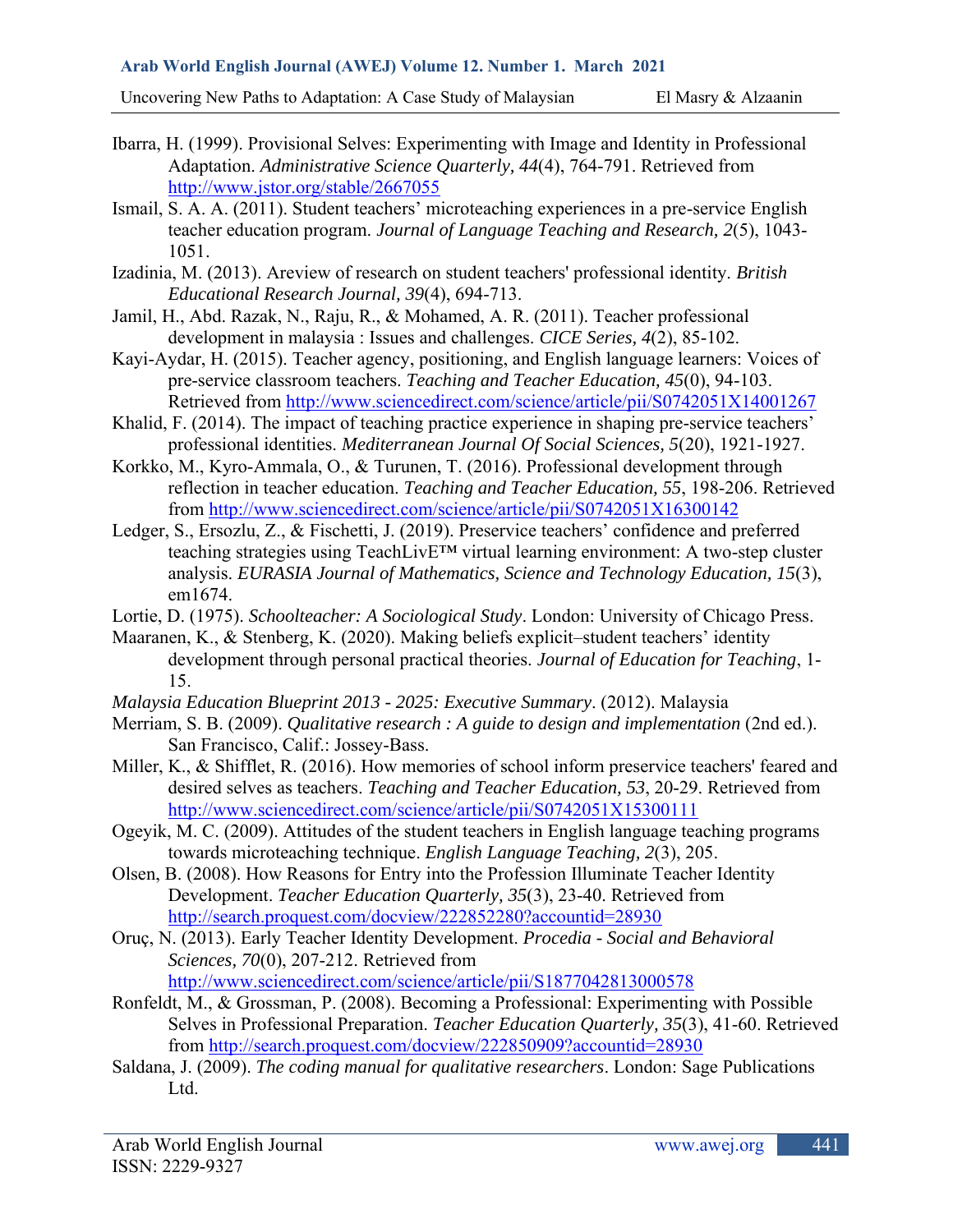Ibarra, H. (1999). Provisional Selves: Experimenting with Image and Identity in Professional Adaptation. *Administrative Science Quarterly, 44*(4), 764-791. Retrieved from http://www.jstor.org/stable/2667055

Ismail, S. A. A. (2011). Student teachers' microteaching experiences in a pre-service English teacher education program. *Journal of Language Teaching and Research, 2*(5), 1043-1051.

Izadinia, M. (2013). Areview of research on student teachers' professional identity. *British Educational Research Journal, 39*(4), 694-713.

Jamil, H., Abd. Razak, N., Raju, R., & Mohamed, A. R. (2011). Teacher professional development in malaysia : Issues and challenges. *CICE Series, 4*(2), 85-102.

Kayi-Aydar, H. (2015). Teacher agency, positioning, and English language learners: Voices of pre-service classroom teachers. *Teaching and Teacher Education, 45*(0), 94-103. Retrieved from http://www.sciencedirect.com/science/article/pii/S0742051X14001267

Khalid, F. (2014). The impact of teaching practice experience in shaping pre-service teachers' professional identities. *Mediterranean Journal Of Social Sciences, 5*(20), 1921-1927.

Korkko, M., Kyro-Ammala, O., & Turunen, T. (2016). Professional development through reflection in teacher education. *Teaching and Teacher Education, 55*, 198-206. Retrieved from http://www.sciencedirect.com/science/article/pii/S0742051X16300142

Ledger, S., Ersozlu, Z., & Fischetti, J. (2019). Preservice teachers' confidence and preferred teaching strategies using TeachLivE™ virtual learning environment: A two-step cluster analysis. *EURASIA Journal of Mathematics, Science and Technology Education, 15*(3), em1674.

Lortie, D. (1975). *Schoolteacher: A Sociological Study*. London: University of Chicago Press.

Maaranen, K., & Stenberg, K. (2020). Making beliefs explicit–student teachers' identity development through personal practical theories. *Journal of Education for Teaching*, 1-15.

*Malaysia Education Blueprint 2013 - 2025: Executive Summary*. (2012). Malaysia

Merriam, S. B. (2009). *Qualitative research : A guide to design and implementation* (2nd ed.). San Francisco, Calif.: Jossey-Bass.

Miller, K., & Shifflet, R. (2016). How memories of school inform preservice teachers' feared and desired selves as teachers. *Teaching and Teacher Education, 53*, 20-29. Retrieved from http://www.sciencedirect.com/science/article/pii/S0742051X15300111

Ogeyik, M. C. (2009). Attitudes of the student teachers in English language teaching programs towards microteaching technique. *English Language Teaching, 2*(3), 205.

Olsen, B. (2008). How Reasons for Entry into the Profession Illuminate Teacher Identity Development. *Teacher Education Quarterly, 35*(3), 23-40. Retrieved from http://search.proquest.com/docview/222852280?accountid=28930

Oruç, N. (2013). Early Teacher Identity Development. *Procedia - Social and Behavioral Sciences, 70*(0), 207-212. Retrieved from http://www.sciencedirect.com/science/article/pii/S1877042813000578

Ronfeldt, M., & Grossman, P. (2008). Becoming a Professional: Experimenting with Possible Selves in Professional Preparation. *Teacher Education Quarterly, 35*(3), 41-60. Retrieved from http://search.proquest.com/docview/222850909?accountid=28930

Saldana, J. (2009). *The coding manual for qualitative researchers*. London: Sage Publications Ltd.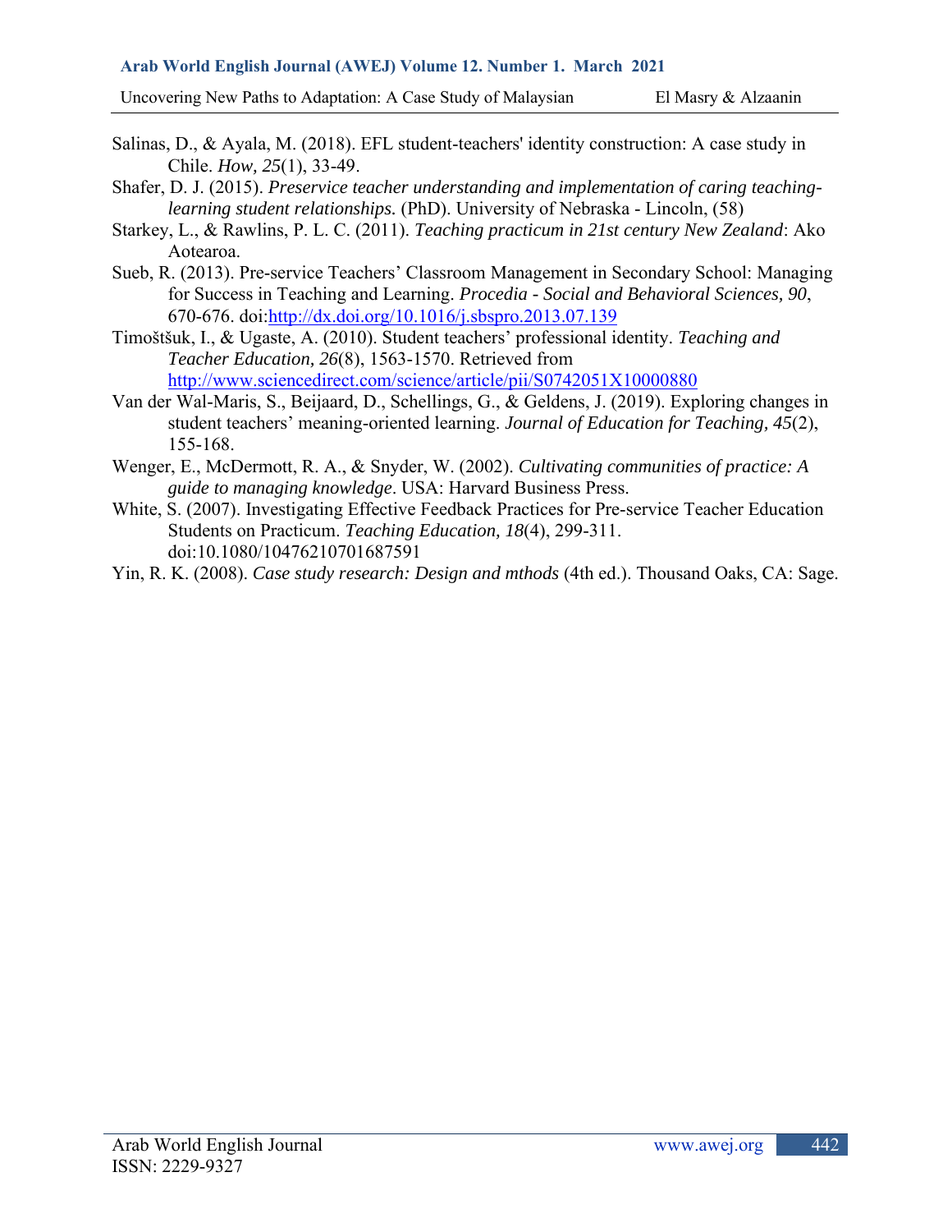Salinas, D., & Ayala, M. (2018). EFL student-teachers' identity construction: A case study in Chile. *How, 25*(1), 33-49.

Shafer, D. J. (2015). *Preservice teacher understanding and implementation of caring teaching-learning student relationships.* (PhD). University of Nebraska - Lincoln, (58)

Starkey, L., & Rawlins, P. L. C. (2011). *Teaching practicum in 21st century New Zealand*: Ako Aotearoa.

Sueb, R. (2013). Pre-service Teachers' Classroom Management in Secondary School: Managing for Success in Teaching and Learning. *Procedia - Social and Behavioral Sciences, 90*, 670-676. doi:http://dx.doi.org/10.1016/j.sbspro.2013.07.139

Timoštšuk, I., & Ugaste, A. (2010). Student teachers' professional identity. *Teaching and Teacher Education, 26*(8), 1563-1570. Retrieved from http://www.sciencedirect.com/science/article/pii/S0742051X10000880

Van der Wal-Maris, S., Beijaard, D., Schellings, G., & Geldens, J. (2019). Exploring changes in student teachers' meaning-oriented learning. *Journal of Education for Teaching, 45*(2), 155-168.

Wenger, E., McDermott, R. A., & Snyder, W. (2002). *Cultivating communities of practice: A guide to managing knowledge*. USA: Harvard Business Press.

White, S. (2007). Investigating Effective Feedback Practices for Pre-service Teacher Education Students on Practicum. *Teaching Education, 18*(4), 299-311. doi:10.1080/10476210701687591

Yin, R. K. (2008). *Case study research: Design and mthods* (4th ed.). Thousand Oaks, CA: Sage.